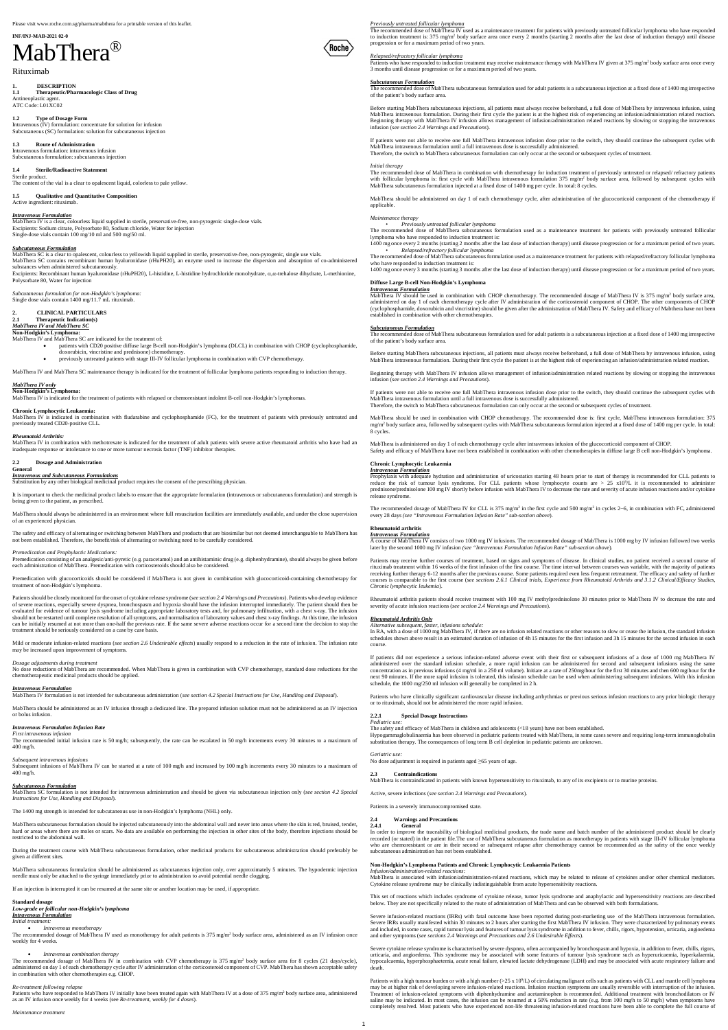Please visit www.roche.com.sg/pharma/mabthera for a printable version of this leaflet.

**INF/INJ-MAB-2021 02-0**

# MabThera®

Rituximab

## 1. DESCRIPTION

### 1.1 Therapeutic/Pharmacologic Class of Drug

Antineoplastic agent.
ATC Code: L01XC02

### 1.2 Type of Dosage Form

Intravenous (IV) formulation: concentrate for solution for infusion
Subcutaneous (SC) formulation: solution for subcutaneous injection

### 1.3 Route of Administration

Intravenous formulation: intravenous infusion
Subcutaneous formulation: subcutaneous injection

### 1.4 Sterile/Radioactive Statement

Sterile product.
The content of the vial is a clear to opalescent liquid, colorless to pale yellow.

### 1.5 Qualitative and Quantitative Composition

Active ingredient: rituximab.

***Intravenous Formulation***

MabThera IV is a clear, colourless liquid supplied in sterile, preservative-free, non-pyrogenic single-dose vials.
Excipients: Sodium citrate, Polysorbate 80, Sodium chloride, Water for injection
Single-dose vials contain 100 mg/10 ml and 500 mg/50 ml.

***Subcutaneous Formulation***

MabThera SC is a clear to opalescent, colourless to yellowish liquid supplied in sterile, preservative-free, non-pyrogenic, single use vials.
MabThera SC contains recombinant human hyaluronidase (rHuPH20), an enzyme used to increase the dispersion and absorption of co-administered substances when administered subcutaneously.
Excipients: Recombinant human hyaluronidase (rHuPH20), L-histidine, L-histidine hydrochloride monohydrate, α,α-trehalose dihydrate, L-methionine, Polysorbate 80, Water for injection

*Subcutaneous formulation for non-Hodgkin's lymphoma:*
Single dose vials contain 1400 mg/11.7 ml. rituximab.

## 2. CLINICAL PARTICULARS

### 2.1 Therapeutic Indication(s)

***MabThera IV and MabThera SC***

**Non-Hodgkin's Lymphoma:**

MabThera IV and MabThera SC are indicated for the treatment of:

- patients with CD20 positive diffuse large B-cell non-Hodgkin's lymphoma (DLCL) in combination with CHOP (cyclophosphamide, doxorubicin, vincristine and prednisone) chemotherapy.
- previously untreated patients with stage III-IV follicular lymphoma in combination with CVP chemotherapy.

MabThera IV and MabThera SC maintenance therapy is indicated for the treatment of follicular lymphoma patients responding to induction therapy.

***MabThera IV only***

**Non-Hodgkin's Lymphoma:**

MabThera IV is indicated for the treatment of patients with relapsed or chemoresistant indolent B-cell non-Hodgkin's lymphomas.

**Chronic Lymphocytic Leukaemia:**

MabThera IV is indicated in combination with fludarabine and cyclophosphamide (FC), for the treatment of patients with previously untreated and previously treated CD20-positive CLL.

***Rheumatoid Arthritis:***

MabThera IV in combination with methotrexate is indicated for the treatment of adult patients with severe active rheumatoid arthritis who have had an inadequate response or intolerance to one or more tumour necrosis factor (TNF) inhibitor therapies.

### 2.2 Dosage and Administration

**General**

***Intravenous and Subcutaneous Formulations***

Substitution by any other biological medicinal product requires the consent of the prescribing physician.

It is important to check the medicinal product labels to ensure that the appropriate formulation (intravenous or subcutaneous formulation) and strength is being given to the patient, as prescribed.

MabThera should always be administered in an environment where full resuscitation facilities are immediately available, and under the close supervision of an experienced physician.

The safety and efficacy of alternating or switching between MabThera and products that are biosimilar but not deemed interchangeable to MabThera has not been established. Therefore, the benefit/risk of alternating or switching need to be carefully considered.

*Premedication and Prophylactic Medications:*

Premedication consisting of an analgesic/anti-pyretic (e.g. paracetamol) and an antihistaminic drug (e.g. diphenhydramine), should always be given before each administration of MabThera. Premedication with corticosteroids should also be considered.

Premedication with glucocorticoids should be considered if MabThera is not given in combination with glucocorticoid-containing chemotherapy for treatment of non-Hodgkin's lymphoma.

Patients should be closely monitored for the onset of cytokine release syndrome (*see section 2.4 Warnings and Precautions*). Patients who develop evidence of severe reactions, especially severe dyspnea, bronchospasm and hypoxia should have the infusion interrupted immediately. The patient should then be evaluated for evidence of tumour lysis syndrome including appropriate laboratory tests and, for pulmonary infiltration, with a chest x-ray. The infusion should not be restarted until complete resolution of all symptoms, and normalisation of laboratory values and chest x-ray findings. At this time, the infusion can be initially resumed at not more than one-half the previous rate. If the same severe adverse reactions occur for a second time the decision to stop the treatment should be seriously considered on a case by case basis.

Mild or moderate infusion-related reactions (*see section 2.6 Undesirable effects*) usually respond to a reduction in the rate of infusion. The infusion rate may be increased upon improvement of symptoms.

*Dosage adjustments during treatment*

No dose reductions of MabThera are recommended. When MabThera is given in combination with CVP chemotherapy, standard dose reductions for the chemotherapeutic medicinal products should be applied.

***Intravenous Formulation***

MabThera IV formulation is not intended for subcutaneous administration (*see section 4.2 Special Instructions for Use, Handling and Disposal*).

MabThera should be administered as an IV infusion through a dedicated line. The prepared infusion solution must not be administered as an IV injection or bolus infusion.

***Intravenous Formulation Infusion Rate***

*First intravenous infusion*

The recommended initial infusion rate is 50 mg/h; subsequently, the rate can be escalated in 50 mg/h increments every 30 minutes to a maximum of 400 mg/h.

*Subsequent intravenous infusions*

Subsequent infusions of MabThera IV can be started at a rate of 100 mg/h and increased by 100 mg/h increments every 30 minutes to a maximum of 400 mg/h.

***Subcutaneous Formulation***

MabThera SC formulation is not intended for intravenous administration and should be given via subcutaneous injection only (*see section 4.2 Special Instructions for Use, Handling and Disposal*).

The 1400 mg strength is intended for subcutaneous use in non-Hodgkin's lymphoma (NHL) only.

MabThera subcutaneous formulation should be injected subcutaneously into the abdominal wall and never into areas where the skin is red, bruised, tender, hard or areas where there are moles or scars. No data are available on performing the injection in other sites of the body, therefore injections should be restricted to the abdominal wall.

During the treatment course with MabThera subcutaneous formulation, other medicinal products for subcutaneous administration should preferably be given at different sites.

MabThera subcutaneous formulation should be administered as subcutaneous injection only, over approximately 5 minutes. The hypodermic injection needle must only be attached to the syringe immediately prior to administration to avoid potential needle clogging.

If an injection is interrupted it can be resumed at the same site or another location may be used, if appropriate.

**Standard dosage**

***Low-grade or follicular non-Hodgkin's lymphoma***

***Intravenous Formulation***

*Initial treatment:*

- *Intravenous monotherapy*

The recommended dosage of MabThera IV used as monotherapy for adult patients is 375 mg/m² body surface area, administered as an IV infusion once weekly for 4 weeks.

- *Intravenous combination therapy*

The recommended dosage of MabThera IV in combination with CVP chemotherapy is 375 mg/m² body surface area for 8 cycles (21 days/cycle), administered on day 1 of each chemotherapy cycle after IV administration of the corticosteroid component of CVP. MabThera has shown acceptable safety in combination with other chemotherapies e.g. CHOP.

*Re-treatment following relapse*

Patients who have responded to MabThera IV initially have been treated again with MabThera IV at a dose of 375 mg/m² body surface area, administered as an IV infusion once weekly for 4 weeks (*see Re-treatment, weekly for 4 doses*).

*Maintenance treatment*

*Previously untreated follicular lymphoma*

The recommended dose of MabThera IV used as a maintenance treatment for patients with previously untreated follicular lymphoma who have responded to induction treatment is: 375 mg/m² body surface area once every 2 months (starting 2 months after the last dose of induction therapy) until disease progression or for a maximum period of two years.

*Relapsed/refractory follicular lymphoma*

Patients who have responded to induction treatment may receive maintenance therapy with MabThera IV given at 375 mg/m² body surface area once every 3 months until disease progression or for a maximum period of two years.

***Subcutaneous Formulation***

The recommended dose of MabThera subcutaneous formulation used for adult patients is a subcutaneous injection at a fixed dose of 1400 mg irrespective of the patient's body surface area.

Before starting MabThera subcutaneous injections, all patients must always receive beforehand, a full dose of MabThera by intravenous infusion, using MabThera intravenous formulation. During their first cycle the patient is at the highest risk of experiencing an infusion/administration related reaction. Beginning therapy with MabThera IV infusion allows management of infusion/administration related reactions by slowing or stopping the intravenous infusion (*see section 2.4 Warnings and Precautions*).

If patients were not able to receive one full MabThera intravenous infusion dose prior to the switch, they should continue the subsequent cycles with MabThera intravenous formulation until a full intravenous dose is successfully administered.
Therefore, the switch to MabThera subcutaneous formulation can only occur at the second or subsequent cycles of treatment.

*Initial therapy*

The recommended dose of MabThera in combination with chemotherapy for induction treatment of previously untreated or relapsed/ refractory patients with follicular lymphoma is: first cycle with MabThera intravenous formulation 375 mg/m² body surface area, followed by subsequent cycles with MabThera subcutaneous formulation injected at a fixed dose of 1400 mg per cycle. In total: 8 cycles.

MabThera should be administered on day 1 of each chemotherapy cycle, after administration of the glucocorticoid component of the chemotherapy if applicable.

*Maintenance therapy*

- *Previously untreated follicular lymphoma*

The recommended dose of MabThera subcutaneous formulation used as a maintenance treatment for patients with previously untreated follicular lymphoma who have responded to induction treatment is:
1400 mg once every 2 months (starting 2 months after the last dose of induction therapy) until disease progression or for a maximum period of two years.

- *Relapsed/refractory follicular lymphoma*

The recommended dose of MabThera subcutaneous formulation used as a maintenance treatment for patients with relapsed/refractory follicular lymphoma who have responded to induction treatment is:
1400 mg once every 3 months (starting 3 months after the last dose of induction therapy) until disease progression or for a maximum period of two years.

**Diffuse Large B-cell Non-Hodgkin's Lymphoma**

***Intravenous Formulation***

MabThera IV should be used in combination with CHOP chemotherapy. The recommended dosage of MabThera IV is 375 mg/m² body surface area, administered on day 1 of each chemotherapy cycle after IV administration of the corticosteroid component of CHOP. The other components of CHOP (cyclophosphamide, doxorubicin and vincristine) should be given after the administration of MabThera IV. Safety and efficacy of Mabthera have not been established in combination with other chemotherapies.

***Subcutaneous Formulation***

The recommended dose of MabThera subcutaneous formulation used for adult patients is a subcutaneous injection at a fixed dose of 1400 mg irrespective of the patient's body surface area.

Before starting MabThera subcutaneous injections, all patients must always receive beforehand, a full dose of MabThera by intravenous infusion, using MabThera intravenous formulation. During their first cycle the patient is at the highest risk of experiencing an infusion/administration related reaction.

Beginning therapy with MabThera IV infusion allows management of infusion/administration related reactions by slowing or stopping the intravenous infusion (*see section 2.4 Warnings and Precautions*).

If patients were not able to receive one full MabThera intravenous infusion dose prior to the switch, they should continue the subsequent cycles with MabThera intravenous formulation until a full intravenous dose is successfully administered.
Therefore, the switch to MabThera subcutaneous formulation can only occur at the second or subsequent cycles of treatment.

MabThera should be used in combination with CHOP chemotherapy. The recommended dose is: first cycle, MabThera intravenous formulation: 375 mg/m² body surface area, followed by subsequent cycles with MabThera subcutaneous formulation injected at a fixed dose of 1400 mg per cycle. In total: 8 cycles.

MabThera is administered on day 1 of each chemotherapy cycle after intravenous infusion of the glucocorticoid component of CHOP.
Safety and efficacy of MabThera have not been established in combination with other chemotherapies in diffuse large B cell non-Hodgkin's lymphoma.

**Chronic Lymphocytic Leukaemia**

***Intravenous Formulation***

Prophylaxis with adequate hydration and administration of uricostatics starting 48 hours prior to start of therapy is recommended for CLL patients to reduce the risk of tumour lysis syndrome. For CLL patients whose lymphocyte counts are > 25 x10⁹/L it is recommended to administer prednisone/prednisolone 100 mg IV shortly before infusion with MabThera IV to decrease the rate and severity of acute infusion reactions and/or cytokine release syndrome.

The recommended dosage of MabThera IV for CLL is 375 mg/m² in the first cycle and 500 mg/m² in cycles 2−6, in combination with FC, administered every 28 days (*see "Intravenous Formulation Infusion Rate" sub-section above*).

**Rheumatoid arthritis**

***Intravenous Formulation***

A course of MabThera IV consists of two 1000 mg IV infusions. The recommended dosage of MabThera is 1000 mg by IV infusion followed two weeks later by the second 1000 mg IV infusion (*see "Intravenous Formulation Infusion Rate" sub-section above*).

Patients may receive further courses of treatment, based on signs and symptoms of disease. In clinical studies, no patient received a second course of rituximab treatment within 16 weeks of the first infusion of the first course. The time interval between courses was variable, with the majority of patients receiving further therapy 6-12 months after the previous course. Some patients required even less frequent retreatment. The efficacy and safety of further courses is comparable to the first course (*see sections 2.6.1 Clinical trials, Experience from Rheumatoid Arthritis and 3.1.2 Clinical/Efficacy Studies, Chronic lymphocytic leukemia*).

Rheumatoid arthritis patients should receive treatment with 100 mg IV methylprednisolone 30 minutes prior to MabThera IV to decrease the rate and severity of acute infusion reactions (*see section 2.4 Warnings and Precautions*).

***Rheumatoid Arthritis Only***

*Alternative subsequent, faster, infusions schedule:*

In RA, with a dose of 1000 mg MabThera IV, if there are no infusion related reactions or other reasons to slow or cease the infusion, the standard infusion schedules shown above result in an estimated duration of infusion of 4h 15 minutes for the first infusion and 3h 15 minutes for the second infusion in each course.

If patients did not experience a serious infusion-related adverse event with their first or subsequent infusions of a dose of 1000 mg MabThera IV administered over the standard infusion schedule, a more rapid infusion can be administered for second and subsequent infusions using the same concentration as in previous infusions (4 mg/ml in a 250 ml volume). Initiate at a rate of 250mg/hour for the first 30 minutes and then 600 mg/hour for the next 90 minutes. If the more rapid infusion is tolerated, this infusion schedule can be used when administering subsequent infusions. With this infusion schedule, the 1000 mg/250 ml infusion will generally be completed in 2 h.

Patients who have clinically significant cardiovascular disease including arrhythmias or previous serious infusion reactions to any prior biologic therapy or to rituximab, should not be administered the more rapid infusion.

#### 2.2.1 Special Dosage Instructions

*Pediatric use:*

The safety and efficacy of MabThera in children and adolescents (<18 years) have not been established.

Hypogammaglobulinaemia has been observed in pediatric patients treated with MabThera, in some cases severe and requiring long-term immunoglobulin substitution therapy. The consequences of long term B cell depletion in pediatric patients are unknown.

*Geriatric use:*

No dose adjustment is required in patients aged ≥65 years of age.

### 2.3 Contraindications

MabThera is contraindicated in patients with known hypersensitivity to rituximab, to any of its excipients or to murine proteins.

Active, severe infections (*see section 2.4 Warnings and Precautions*).

Patients in a severely immunocompromised state.

### 2.4 Warnings and Precautions

#### 2.4.1 General

In order to improve the traceability of biological medicinal products, the trade name and batch number of the administered product should be clearly recorded (or stated) in the patient file.The use of MabThera subcutaneous formulation as monotherapy in patients with stage III-IV follicular lymphoma who are chemoresistant or are in their second or subsequent relapse after chemotherapy cannot be recommended as the safety of the once weekly subcutaneous administration has not been established.

**Non-Hodgkin's Lymphoma Patients and Chronic Lymphocytic Leukaemia Patients**

*Infusion/administration-related reactions:*

MabThera is associated with infusion/administration-related reactions, which may be related to release of cytokines and/or other chemical mediators. Cytokine release syndrome may be clinically indistinguishable from acute hypersensitivity reactions.

This set of reactions which includes syndrome of cytokine release, tumor lysis syndrome and anaphylactic and hypersensitivity reactions are described below. They are not specifically related to the route of administration of MabThera and can be observed with both formulations.

Severe infusion-related reactions (IRRs) with fatal outcome have been reported during post-marketing use of the MabThera intravenous formulation. Severe IRRs usually manifested within 30 minutes to 2 hours after starting the first MabThera IV infusion. They were characterized by pulmonary events and included, in some cases, rapid tumour lysis and features of tumour lysis syndrome in addition to fever, chills, rigors, hypotension, urticaria, angioedema and other symptoms (*see sections 2.4 Warnings and Precautions and 2.6 Undesirable Effects*).

Severe cytokine release syndrome is characterised by severe dyspnea, often accompanied by bronchospasm and hypoxia, in addition to fever, chills, rigors, urticaria, and angioedema. This syndrome may be associated with some features of tumour lysis syndrome such as hyperuricaemia, hyperkalaemia, hypocalcaemia, hyperphosphataemia, acute renal failure, elevated lactate dehydrogenase (LDH) and may be associated with acute respiratory failure and death.

Patients with a high tumour burden or with a high number (>25 x 10⁹/L) of circulating malignant cells such as patients with CLL and mantle cell lymphoma may be at higher risk of developing severe infusion-related reactions. Infusion reaction symptoms are usually reversible with interruption of the infusion. Treatment of infusion-related symptoms with diphenhydramine and acetaminophen is recommended. Additional treatment with bronchodilators or IV saline may be indicated. In most cases, the infusion can be resumed at a 50% reduction in rate (e.g. from 100 mg/h to 50 mg/h) when symptoms have completely resolved. Most patients who have experienced non-life threatening infusion-related reactions have been able to complete the full course of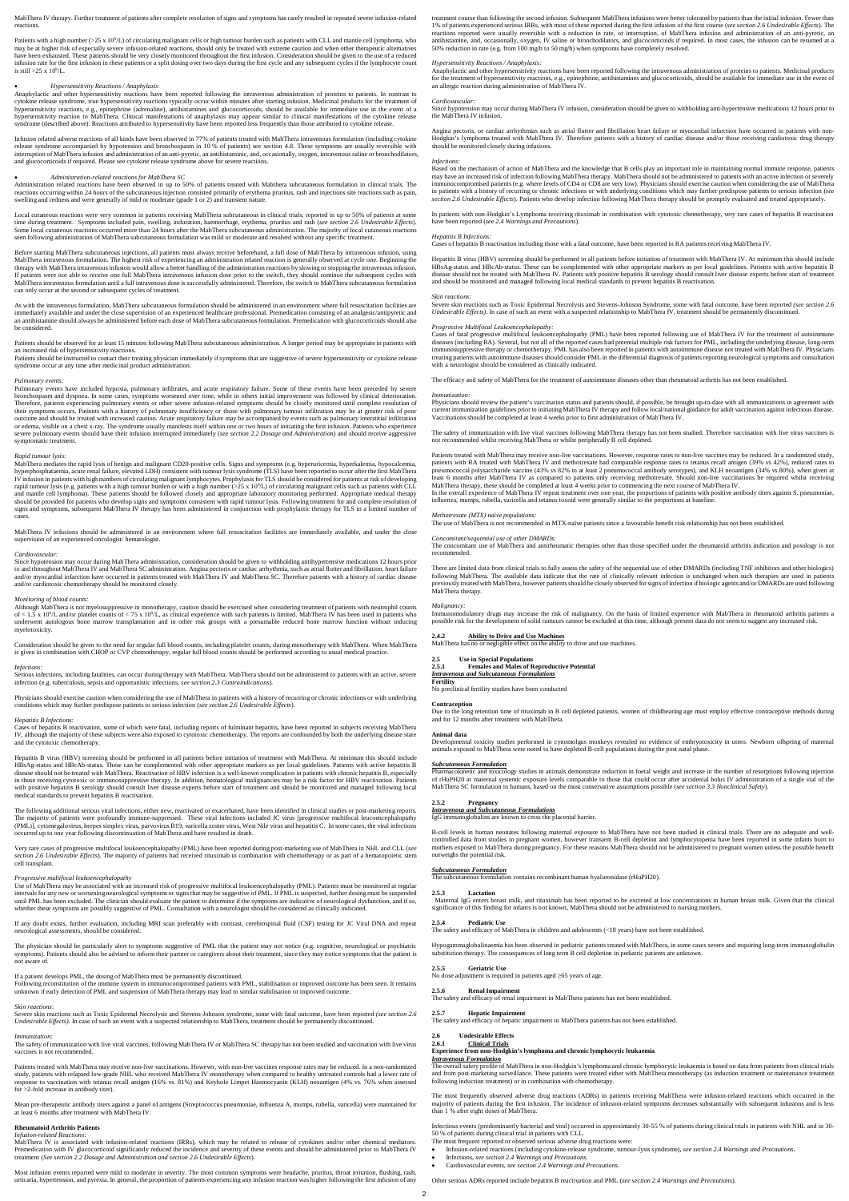MabThera IV therapy. Further treatment of patients after complete resolution of signs and symptoms has rarely resulted in repeated severe infusion-related reactions.

Patients with a high number (>25 x $10^9$/L) of circulating malignant cells or high tumour burden such as patients with CLL and mantle cell lymphoma, who may be at higher risk of especially severe infusion-related reactions, should only be treated with extreme caution and when other therapeutic alternatives have been exhausted. These patients should be very closely monitored throughout the first infusion. Consideration should be given to the use of a reduced infusion rate for the first infusion in these patients or a split dosing over two days during the first cycle and any subsequent cycles if the lymphocyte count is still >25 x $10^9$/L.

- *Hypersensitivity Reactions / Anaphylaxis*

Anaphylactic and other hypersensitivity reactions have been reported following the intravenous administration of proteins to patients. In contrast to cytokine release syndrome, true hypersensitivity reactions typically occur within minutes after starting infusion. Medicinal products for the treatment of hypersensitivity reactions, e.g., epinephrine (adrenaline), antihistamines and glucocorticoids, should be available for immediate use in the event of a hypersensitivity reaction to MabThera. Clinical manifestations of anaphylaxis may appear similar to clinical manifestations of the cytokine release syndrome (described above). Reactions attributed to hypersensitivity have been reported less frequently than those attributed to cytokine release.

Infusion related adverse reactions of all kinds have been observed in 77% of patients treated with MabThera intravenous formulation (including cytokine release syndrome accompanied by hypotension and bronchospasm in 10 % of patients) see section 4.8. These symptoms are usually reversible with interruption of MabThera infusion and administration of an anti-pyretic, an antihistaminic, and, occasionally, oxygen, intravenous saline or bronchodilators, and glucocorticoids if required. Please see cytokine release syndrome above for severe reactions.

- *Administration-related reactions for MabThera SC*

Administration related reactions have been observed in up to 50% of patients treated with Mabthera subcutaneous formulation in clinical trials. The reactions occurring within 24 hours of the subcutaneous injection consisted primarily of erythema pruritus, rash and injections site reactions such as pain, swelling and redness and were generally of mild or moderate (grade 1 or 2) and transient nature.

Local cutaneous reactions were very common in patients receiving MabThera subcutaneous in clinical trials; reported in up to 50% of patients at some time during treatment. Symptoms included pain, swelling, induration, haemorrhage, erythema, pruritus and rash (*see section 2.6 Undesirable Effects*). Some local cutaneous reactions occurred more than 24 hours after the MabThera subcutaneous administration. The majority of local cutaneous reactions seen following administration of MabThera subcutaneous formulation was mild or moderate and resolved without any specific treatment.

Before starting MabThera subcutaneous injections, all patients must always receive beforehand, a full dose of MabThera by intravenous infusion, using MabThera intravenous formulation. The highest risk of experiencing an administration related reaction is generally observed at cycle one. Beginning the therapy with MabThera intravenous infusion would allow a better handling of the administration reactions by slowing or stopping the intravenous infusion. If patients were not able to receive one full MabThera intravenous infusion dose prior to the switch, they should continue the subsequent cycles with MabThera intravenous formulation until a full intravenous dose is successfully administered. Therefore, the switch to MabThera subcutaneous formulation can only occur at the second or subsequent cycles of treatment.

As with the intravenous formulation, MabThera subcutaneous formulation should be administered in an environment where full resuscitation facilities are immediately available and under the close supervision of an experienced healthcare professional. Premedication consisting of an analgesic/antipyretic and an antihistamine should always be administered before each dose of MabThera subcutaneous formulation. Premedication with glucocorticoids should also be considered.

Patients should be observed for at least 15 minutes following MabThera subcutaneous administration. A longer period may be appropriate in patients with an increased risk of hypersensitivity reactions.
Patients should be instructed to contact their treating physician immediately if symptoms that are suggestive of severe hypersensitivity or cytokine release syndrome occur at any time after medicinal product administration.

*Pulmonary events:*
Pulmonary events have included hypoxia, pulmonary infiltrates, and acute respiratory failure. Some of these events have been preceded by severe bronchospasm and dyspnea. In some cases, symptoms worsened over time, while in others initial improvement was followed by clinical deterioration. Therefore, patients experiencing pulmonary events or other severe infusion-related symptoms should be closely monitored until complete resolution of their symptoms occurs. Patients with a history of pulmonary insufficiency or those with pulmonary tumour infiltration may be at greater risk of poor outcome and should be treated with increased caution. Acute respiratory failure may be accompanied by events such as pulmonary interstitial infiltration or edema, visible on a chest x-ray. The syndrome usually manifests itself within one or two hours of initiating the first infusion. Patients who experience severe pulmonary events should have their infusion interrupted immediately (*see section 2.2 Dosage and Administration*) and should receive aggressive symptomatic treatment.

*Rapid tumour lysis:*
MabThera mediates the rapid lysis of benign and malignant CD20-positive cells. Signs and symptoms (e.g. hyperuricemia, hyperkalemia, hypocalcemia, hyperphosphataemia, acute renal failure, elevated LDH) consistent with tumour lysis syndrome (TLS) have been reported to occur after the first MabThera IV infusion in patients with high numbers of circulating malignant lymphocytes. Prophylaxis for TLS should be considered for patients at risk of developing rapid tumour lysis (e.g. patients with a high tumour burden or with a high number (>25 x $10^9$/L) of circulating malignant cells such as patients with CLL and mantle cell lymphoma). These patients should be followed closely and appropriate laboratory monitoring performed. Appropriate medical therapy should be provided for patients who develop signs and symptoms consistent with rapid tumour lysis. Following treatment for and complete resolution of signs and symptoms, subsequent MabThera IV therapy has been administered in conjunction with prophylactic therapy for TLS in a limited number of cases.

MabThera IV infusions should be administered in an environment where full resuscitation facilities are immediately available, and under the close supervision of an experienced oncologist/ hematologist.

*Cardiovascular:*
Since hypotension may occur during MabThera administration, consideration should be given to withholding antihypertensive medications 12 hours prior to and throughout MabThera IV and MabThera SC administration. Angina pectoris or cardiac arrhythmia, such as atrial flutter and fibrillation, heart failure and/or myocardial infarction have occurred in patients treated with MabThera IV and MabThera SC. Therefore patients with a history of cardiac disease and/or cardiotoxic chemotherapy should be monitored closely.

*Monitoring of blood counts:*
Although MabThera is not myelosuppressive in monotherapy, caution should be exercised when considering treatment of patients with neutrophil counts of < 1.5 x $10^9$/L and/or platelet counts of < 75 x $10^9$/L, as clinical experience with such patients is limited. MabThera IV has been used in patients who underwent autologous bone marrow transplantation and in other risk groups with a presumable reduced bone marrow function without inducing myelotoxicity.

Consideration should be given to the need for regular full blood counts, including platelet counts, during monotherapy with MabThera. When MabThera is given in combination with CHOP or CVP chemotherapy, regular full blood counts should be performed according to usual medical practice.

*Infections:*
Serious infections, including fatalities, can occur during therapy with MabThera. MabThera should not be administered to patients with an active, severe infection (e.g. tuberculosis, sepsis and opportunistic infections, *see section 2.3 Contraindications*).

Physicians should exercise caution when considering the use of MabThera in patients with a history of recurring or chronic infections or with underlying conditions which may further predispose patients to serious infection (*see section 2.6 Undesirable Effects*).

*Hepatitis B Infections:*
Cases of hepatitis B reactivation, some of which were fatal, including reports of fulminant hepatitis, have been reported in subjects receiving MabThera IV, although the majority of these subjects were also exposed to cytotoxic chemotherapy. The reports are confounded by both the underlying disease state and the cytotoxic chemotherapy.

Hepatitis B virus (HBV) screening should be performed in all patients before initiation of treatment with MabThera. At minimum this should include HBsAg-status and HBcAb-status. These can be complemented with other appropriate markers as per local guidelines. Patients with active hepatitis B disease should not be treated with MabThera. Reactivation of HBV infection is a well-known complication in patients with chronic hepatitis B, especially in those receiving cytotoxic or immunosuppressive therapy. In addition, hematological malignancies may be a risk factor for HBV reactivation. Patients with positive hepatitis B serology should consult liver disease experts before start of treatment and should be monitored and managed following local medical standards to prevent hepatitis B reactivation.

The following additional serious viral infections, either new, reactivated or exacerbated, have been identified in clinical studies or post-marketing reports. The majority of patients were profoundly immune-suppressed. These viral infections included JC virus [progressive multifocal leucoencephalopathy (PML)], cytomegalovirus, herpes simplex virus, parvovirus B19, varicella zoster virus, West Nile virus and hepatitis C. In some cases, the viral infections occurred up to one year following discontinuation of MabThera and have resulted in death.

Very rare cases of progressive multifocal leukoencephalopathy (PML) have been reported during post-marketing use of MabThera in NHL and CLL (*see section 2.6 Undesirable Effects*). The majority of patients had received rituximab in combination with chemotherapy or as part of a hematopoietic stem cell transplant.

*Progressive multifocal leukoencephalopathy*
Use of MabThera may be associated with an increased risk of progressive multifocal leukoencephalopathy (PML). Patients must be monitored at regular intervals for any new or worsening neurological symptoms or signs that may be suggestive of PML. If PML is suspected, further dosing must be suspended until PML has been excluded. The clinician should evaluate the patient to determine if the symptoms are indicative of neurological dysfunction, and if so, whether these symptoms are possibly suggestive of PML. Consultation with a neurologist should be considered as clinically indicated.

If any doubt exists, further evaluation, including MRI scan preferably with contrast, cerebrospinal fluid (CSF) testing for JC Viral DNA and repeat neurological assessments, should be considered.

The physician should be particularly alert to symptoms suggestive of PML that the patient may not notice (e.g. cognitive, neurological or psychiatric symptoms). Patients should also be advised to inform their partner or caregivers about their treatment, since they may notice symptoms that the patient is not aware of.

If a patient develops PML, the dosing of MabThera must be permanently discontinued.
Following reconstitution of the immune system in immunocompromised patients with PML, stabilisation or improved outcome has been seen. It remains unknown if early detection of PML and suspension of MabThera therapy may lead to similar stabilisation or improved outcome.

*Skin reactions:*
Severe skin reactions such as Toxic Epidermal Necrolysis and Stevens-Johnson syndrome, some with fatal outcome, have been reported *(see section 2.6 Undesirable Effects)*. In case of such an event with a suspected relationship to MabThera, treatment should be permanently discontinued.

*Immunization:*
The safety of immunization with live viral vaccines, following MabThera IV or MabThera SC therapy has not been studied and vaccination with live virus vaccines is not recommended.

Patients treated with MabThera may receive non-live vaccinations. However, with non-live vaccines response rates may be reduced. In a non-randomized study, patients with relapsed low-grade NHL who received MabThera IV monotherapy when compared to healthy untreated controls had a lower rate of response to vaccination with tetanus recall antigen (16% vs. 81%) and Keyhole Limpet Haemocyanin (KLH) neoantigen (4% vs. 76% when assessed for >2-fold increase in antibody titer).

Mean pre-therapeutic antibody titers against a panel of antigens (Streptococcus pneumoniae, influenza A, mumps, rubella, varicella) were maintained for at least 6 months after treatment with MabThera IV.

**Rheumatoid Arthritis Patients**
*Infusion-related Reactions:*
MabThera IV is associated with infusion-related reactions (IRRs), which may be related to release of cytokines and/or other chemical mediators. Premedication with IV glucocorticoid significantly reduced the incidence and severity of these events and should be administered prior to MabThera IV treatment (*See section 2.2 Dosage and Administration and section 2.6 Undesirable Effects*).

Most infusion events reported were mild to moderate in severity. The most common symptoms were headache, pruritus, throat irritation, flushing, rash, urticaria, hypertension, and pyrexia. In general, the proportion of patients experiencing any infusion reaction was higher following the first infusion of any treatment course than following the second infusion. Subsequent MabThera infusions were better tolerated by patients than the initial infusion. Fewer than 1% of patients experienced serious IRRs, with most of these reported during the first infusion of the first course (*see section 2.6 Undesirable Effects*). The reactions reported were usually reversible with a reduction in rate, or interruption, of MabThera infusion and administration of an anti-pyretic, an antihistamine, and, occasionally, oxygen, IV saline or bronchodilators, and glucocorticoids if required. In most cases, the infusion can be resumed at a 50% reduction in rate (e.g. from 100 mg/h to 50 mg/h) when symptoms have completely resolved.

*Hypersensitivity Reactions / Anaphylaxis:*
Anaphylactic and other hypersensitivity reactions have been reported following the intravenous administration of proteins to patients. Medicinal products for the treatment of hypersensitivity reactions, e.g., epinephrine, antihistamines and glucocorticoids, should be available for immediate use in the event of an allergic reaction during administration of MabThera IV.

*Cardiovascular:*
Since hypotension may occur during MabThera IV infusion, consideration should be given to withholding anti-hypertensive medications 12 hours prior to the MabThera IV infusion.

Angina pectoris, or cardiac arrhythmias such as atrial flutter and fibrillation heart failure or myocardial infarction have occurred in patients with non-Hodgkin's lymphoma treated with MabThera IV. Therefore patients with a history of cardiac disease and/or previous cardiotoxic drug therapy should be monitored closely during infusions.

*Infections:*
Based on the mechanism of action of MabThera and the knowledge that B cells play an important role in maintaining normal immune response, patients may have an increased risk of infection following MabThera therapy. MabThera should not be administered to patients with an active infection or severely immunocompromised patients (e.g. where levels of CD4 or CD8 are very low). Physicians should exercise caution when considering the use of MabThera in patients with a history of recurring or chronic infections or with underlying conditions which may further predispose patients to serious infection (*see section 2.6 Undesirable Effects*). Patients who develop infection following MabThera therapy should be promptly evaluated and treated appropriately.

In patients with non-Hodgkin's Lymphoma receiving rituximab in combination with cytotoxic chemotherapy, very rare cases of hepatitis B reactivation have been reported (*see 2.4 Warnings and Precautions*).

*Hepatitis B Infections:*
Cases of hepatitis B reactivation including those with a fatal outcome, have been reported in RA patients receiving MabThera IV.

Hepatitis B virus (HBV) screening should be performed in all patients before initiation of treatment with MabThera IV. At minimum this should include HBsAg-status and HBcAb-status. These can be complemented with other appropriate markers as per local guidelines. Patients with active hepatitis B disease should not be treated with MabThera IV. Patients with positive hepatitis B serology should consult liver disease experts before start of treatment and should be monitored and managed following local medical standards to prevent hepatitis B reactivation.

*Skin reactions:*
Severe skin reactions such as Toxic Epidermal Necrolysis and Stevens-Johnson Syndrome, some with fatal outcome, have been reported *(see section 2.6 Undesirable Effects)*. In case of such an event with a suspected relationship to MabThera IV, treatment should be permanently discontinued.

*Progressive Multifocal Leukoencephalopathy:*
Cases of fatal progressive multifocal leukoencephalopathy (PML) have been reported following use of MabThera IV for the treatment of autoimmune diseases (including RA). Several, but not all of the reported cases had potential multiple risk factors for PML, including the underlying disease, long-term immunosuppressive therapy or chemotherapy. PML has also been reported in patients with autoimmune disease not treated with MabThera IV. Physicians treating patients with autoimmune diseases should consider PML in the differential diagnosis of patients reporting neurological symptoms and consultation with a neurologist should be considered as clinically indicated.

The efficacy and safety of MabThera for the treatment of autoimmune diseases other than rheumatoid arthritis has not been established.

*Immunization:*
Physicians should review the patient's vaccination status and patients should, if possible, be brought up-to-date with all immunizations in agreement with current immunization guidelines prior to initiating MabThera IV therapy and follow local/national guidance for adult vaccination against infectious disease. Vaccinations should be completed at least 4 weeks prior to first administration of MabThera IV.

The safety of immunization with live viral vaccines following MabThera therapy has not been studied. Therefore vaccination with live virus vaccines is not recommended whilst receiving MabThera or whilst peripherally B cell depleted.

Patients treated with MabThera may receive non-live vaccinations. However, response rates to non-live vaccines may be reduced. In a randomized study, patients with RA treated with MabThera IV and methotrexate had comparable response rates to tetanus recall antigen (39% vs 42%), reduced rates to pneumococcal polysaccharide vaccine (43% vs 82% to at least 2 pneumococcal antibody serotypes), and KLH neoantigen (34% vs 80%), when given at least 6 months after MabThera IV as compared to patients only receiving methotrexate. Should non-live vaccinations be required whilst receiving MabThera therapy, these should be completed at least 4 weeks prior to commencing the next course of MabThera IV.
In the overall experience of MabThera IV repeat treatment over one year, the proportions of patients with positive antibody titers against S. pneumoniae, influenza, mumps, rubella, varicella and tetanus toxoid were generally similar to the proportions at baseline.

*Methotrexate (MTX) naïve populations:*
The use of MabThera is not recommended in MTX-naïve patients since a favourable benefit risk relationship has not been established.

*Concomitant/sequential use of other DMARDs:*
The concomitant use of MabThera and antirheumatic therapies other than those specified under the rheumatoid arthritis indication and posology is not recommended.

There are limited data from clinical trials to fully assess the safety of the sequential use of other DMARDs (including TNF inhibitors and other biologics) following MabThera. The available data indicate that the rate of clinically relevant infection is unchanged when such therapies are used in patients previously treated with MabThera, however patients should be closely observed for signs of infection if biologic agents and/or DMARDs are used following MabThera therapy.

*Malignancy:*
Immunomodulatory drugs may increase the risk of malignancy. On the basis of limited experience with MabThera in rheumatoid arthritis patients a possible risk for the development of solid tumours cannot be excluded at this time, although present data do not seem to suggest any increased risk.

### 2.4.2 Ability to Drive and Use Machines
MabThera has no or negligible effect on the ability to drive and use machines.

## 2.5 Use in Special Populations
### 2.5.1 Females and Males of Reproductive Potential
***Intravenous and Subcutaneous Formulations***
**Fertility**
No preclinical fertility studies have been conducted

**Contraception**
Due to the long retention time of rituximab in B cell depleted patients, women of childbearing age must employ effective contraceptive methods during and for 12 months after treatment with MabThera.

**Animal data**
Developmental toxicity studies performed in cynomolgus monkeys revealed no evidence of embryotoxicity in utero. Newborn offspring of maternal animals exposed to MabThera were noted to have depleted B-cell populations during the post natal phase.

***Subcutaneous Formulation***
Pharmacokinetic and toxicology studies in animals demonstrate reduction in foetal weight and increase in the number of resorptions following injection of rHuPH20 at maternal systemic exposure levels comparable to those that could occur after accidental bolus IV administration of a single vial of the MabThera SC formulation in humans, based on the most conservative assumptions possible (*see section 3.3 Nonclinical Safety*).

### 2.5.2 Pregnancy
***Intravenous and Subcutaneous Formulations***
IgG immunoglobulins are known to cross the placental barrier.

B-cell levels in human neonates following maternal exposure to MabThera have not been studied in clinical trials. There are no adequate and well-controlled data from studies in pregnant women, however transient B-cell depletion and lymphocytopenia have been reported in some infants born to mothers exposed to MabThera during pregnancy. For these reasons MabThera should not be administered to pregnant women unless the possible benefit outweighs the potential risk.

***Subcutaneous Formulation***
The subcutaneous formulation contains recombinant human hyaluronidase (rHuPH20).

### 2.5.3 Lactation
Maternal IgG enters breast milk, and rituximab has been reported to be excreted at low concentrations in human breast milk. Given that the clinical significance of this finding for infants is not known, MabThera should not be administered to nursing mothers.

### 2.5.4 Pediatric Use
The safety and efficacy of MabThera in children and adolescents (<18 years) have not been established.

Hypogammaglobulinaemia has been observed in pediatric patients treated with MabThera, in some cases severe and requiring long-term immunoglobulin substitution therapy. The consequences of long term B cell depletion in pediatric patients are unknown.

### 2.5.5 Geriatric Use
No dose adjustment is required in patients aged ≥65 years of age.

### 2.5.6 Renal Impairment
The safety and efficacy of renal impairment in MabThera patients has not been established.

### 2.5.7 Hepatic Impairment
The safety and efficacy of hepatic impairment in MabThera patients has not been established.

## 2.6 Undesirable Effects
### 2.6.1 Clinical Trials
**Experience from non-Hodgkin's lymphoma and chronic lymphocytic leukaemia**
***Intravenous Formulation***
The overall safety profile of MabThera in non-Hodgkin's lymphoma and chronic lymphocytic leukaemia is based on data from patients from clinical trials and from post-marketing surveillance. These patients were treated either with MabThera monotherapy (as induction treatment or maintenance treatment following induction treatment) or in combination with chemotherapy.

The most frequently observed adverse drug reactions (ADRs) in patients receiving MabThera were infusion-related reactions which occurred in the majority of patients during the first infusion. The incidence of infusion-related symptoms decreases substantially with subsequent infusions and is less than 1 % after eight doses of MabThera.

Infectious events (predominantly bacterial and viral) occurred in approximately 30-55 % of patients during clinical trials in patients with NHL and in 30-50 % of patients during clinical trial in patients with CLL.
The most frequent reported or observed serious adverse drug reactions were:

- Infusion-related reactions (including cytokine-release syndrome, tumour-lysis syndrome), *see section 2.4 Warnings and Precautions*.
- Infections, *see section 2.4 Warnings and Precautions*.
- Cardiovascular events, *see section 2.4 Warnings and Precautions*.

Other serious ADRs reported include hepatitis B reactivation and PML (*see section 2.4 Warnings and Precautions*).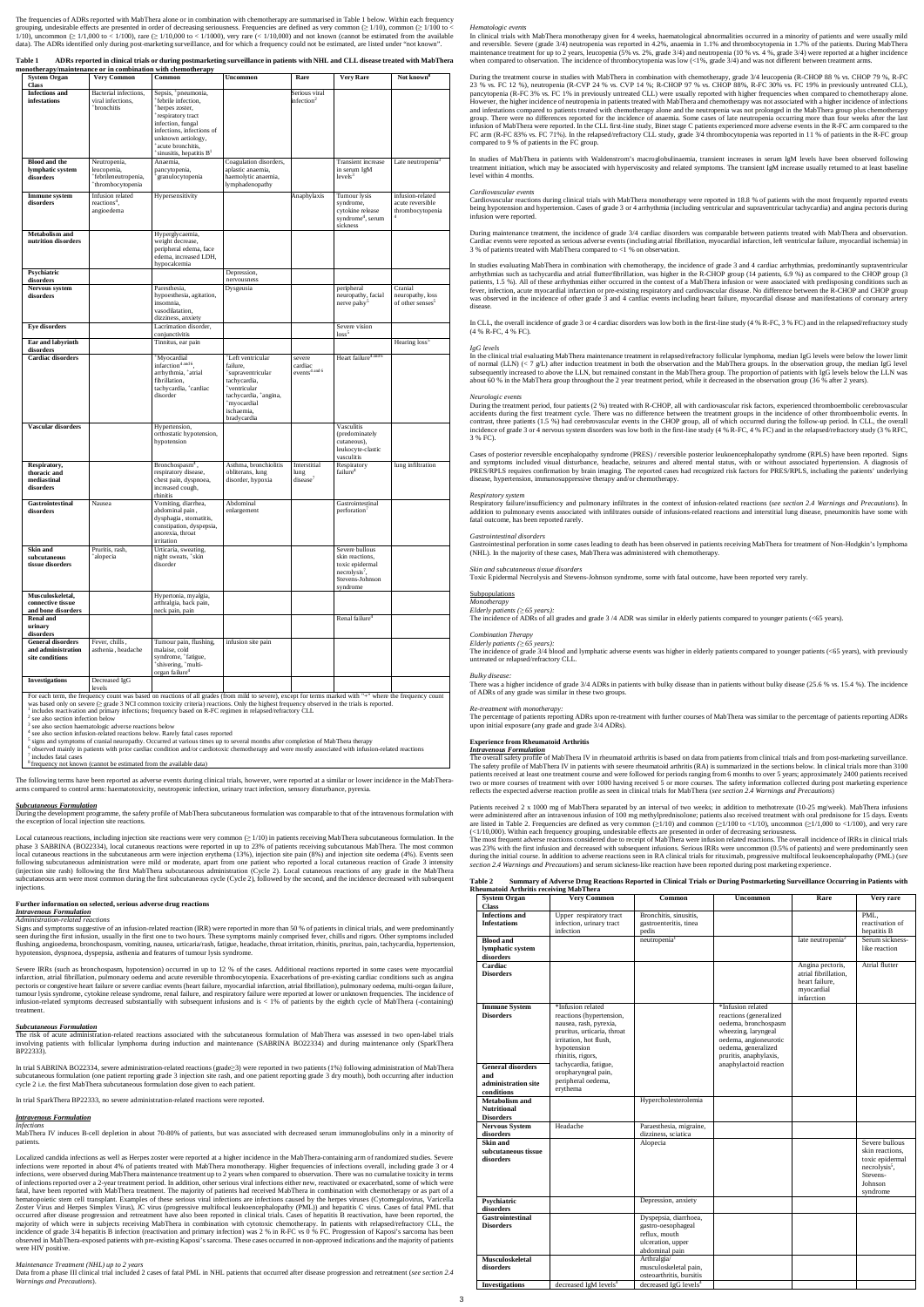The frequencies of ADRs reported with MabThera alone or in combination with chemotherapy are summarised in Table 1 below. Within each frequency grouping, undesirable effects are presented in order of decreasing seriousness. Frequencies are defined as very common (≥ 1/10), common (≥ 1/100 to < 1/10), uncommon (≥ 1/1,000 to < 1/100), rare (≥ 1/10,000 to < 1/1000), very rare (< 1/10,000) and not known (cannot be estimated from the available data). The ADRs identified only during post-marketing surveillance, and for which a frequency could not be estimated, are listed under "not known".

**Table 1 ADRs reported in clinical trials or during postmarketing surveillance in patients with NHL and CLL disease treated with MabThera monotherapy/maintenance or in combination with chemotherapy**

| System Organ Class | Very Common | Common | Uncommon | Rare | Very Rare | Not known[8] |
|---|---|---|---|---|---|---|
| **Infections and infestations** | Bacterial infections, viral infections, [+]bronchitis | Sepsis, [+]pneumonia, [+]febrile infection, [+]herpes zoster, [+]respiratory tract infection, fungal infections, infections of unknown aetiology, [+]acute bronchitis, [+]sinusitis, hepatitis B[1] | | Serious viral infection[2] | | |
| **Blood and the lymphatic system disorders** | Neutropenia, leucopenia, [+]febrileneutropenia, [+]thrombocytopenia | Anaemia, [+]pancytopenia, [+]granulocytopenia | Coagulation disorders, aplastic anaemia, haemolytic anaemia, lymphadenopathy | | Transient increase in serum IgM levels[3] | Late neutropenia[3] |
| **Immune system disorders** | Infusion related reactions[4], angioedema | Hypersensitivity | | Anaphylaxis | Tumour lysis syndrome, cytokine release syndrome[4], serum sickness | infusion-related acute reversible thrombocytopenia [4] |
| **Metabolism and nutrition disorders** | | Hyperglycaemia, weight decrease, peripheral edema, face edema, increased LDH, hypocalcemia | | | | |
| **Psychiatric disorders** | | | Depression, nervousness | | | |
| **Nervous system disorders** | | Paresthesia, hypoesthesia, agitation, insomnia, vasodilatation, dizziness, anxiety | Dysgeusia | | peripheral neuropathy, facial nerve palsy[5] | Cranial neuropathy, loss of other senses[5] |
| **Eye disorders** | | Lacrimation disorder, conjunctivitis | | | Severe vision loss[5] | |
| **Ear and labyrinth disorders** | | Tinnitus, ear pain | | | | Hearing loss[5] |
| **Cardiac disorders** | | [+]Myocardial infarction[4 and 6], arrhythmia, [+]atrial fibrillation, tachycardia, [+]cardiac disorder | [+]Left ventricular failure, [+]supraventricular tachycardia, [+]ventricular tachycardia, [+]angina, [+]myocardial ischaemia, bradycardia | severe cardiac events[4 and 6] | Heart failure[4 and 6] | |
| **Vascular disorders** | | Hypertension, orthostatic hypotension, hypotension | | | Vasculitis (predominately cutaneous), leukocyte-clastic vasculitis | |
| **Respiratory, thoracic and mediastinal disorders** | | Bronchospasm[4], respiratory disease, chest pain, dyspnoea, increased cough, rhinitis | Asthma, bronchiolitis obliterans, lung disorder, hypoxia | Interstitial lung disease[7] | Respiratory failure[4] | lung infiltration |
| **Gastrointestinal disorders** | Nausea | Vomiting, diarrhea, abdominal pain, dysphagia, stomatitis, constipation, dyspepsia, anorexia, throat irritation | Abdominal enlargement | | Gastrointestinal perforation[7] | |
| **Skin and subcutaneous tissue disorders** | Pruritis, rash, [+]alopecia | Urticaria, sweating, night sweats, [+]skin disorder | | | Severe bullous skin reactions, toxic epidermal necrolysis[7], Stevens-Johnson syndrome | |
| **Musculoskeletal, connective tissue and bone disorders** | | Hypertonia, myalgia, arthralgia, back pain, neck pain, pain | | | | |
| **Renal and urinary disorders** | | | | | Renal failure[4] | |
| **General disorders and administration site conditions** | Fever, chills, asthenia, headache | Tumour pain, flushing, malaise, cold syndrome, [+]fatigue, [+]shivering, [+]multi-organ failure[4] | infusion site pain | | | |
| **Investigations** | Decreased IgG levels | | | | | |

For each term, the frequency count was based on reactions of all grades (from mild to severe), except for terms marked with "+" where the frequency count was based only on severe (≥ grade 3 NCI common toxicity criteria) reactions. Only the highest frequency observed in the trials is reported.
[1] includes reactivation and primary infections; frequency based on R-FC regimen in relapsed/refractory CLL
[2] see also section infection below
[3] see also section haematologic adverse reactions below
[4] see also section infusion-related reactions below. Rarely fatal cases reported
[5] signs and symptoms of cranial neuropathy. Occurred at various times up to several months after completion of MabThera therapy
[6] observed mainly in patients with prior cardiac condition and/or cardiotoxic chemotherapy and were mostly associated with infusion-related reactions
[7] includes fatal cases
[8] frequency not known (cannot be estimated from the available data)

The following terms have been reported as adverse events during clinical trials, however, were reported at a similar or lower incidence in the MabThera-arms compared to control arms: haematotoxicity, neutropenic infection, urinary tract infection, sensory disturbance, pyrexia.

***Subcutaneous Formulation***

During the development programme, the safety profile of MabThera subcutaneous formulation was comparable to that of the intravenous formulation with the exception of local injection site reactions.

Local cutaneous reactions, including injection site reactions were very common (≥ 1/10) in patients receiving MabThera subcutaneous formulation. In the phase 3 SABRINA (BO22334), local cutaneous reactions were reported in up to 23% of patients receiving subcutaneous MabThera. The most common local cutaneous reactions in the subcutaneous arm were injection erythema (13%), injection site pain (8%) and injection site oedema (4%). Events seen following subcutaneous administration were mild or moderate, apart from one patient who reported a local cutaneous reaction of Grade 3 intensity (injection site rash) following the first MabThera subcutaneous administration (Cycle 2). Local cutaneous reactions of any grade in the MabThera subcutaneous arm were most common during the first subcutaneous cycle (Cycle 2), followed by the second, and the incidence decreased with subsequent injections.

**Further information on selected, serious adverse drug reactions**

***Intravenous Formulation***

*Administration-related reactions*

Signs and symptoms suggestive of an infusion-related reaction (IRR) were reported in more than 50 % of patients in clinical trials, and were predominantly seen during the first infusion, usually in the first one to two hours. These symptoms mainly comprised fever, chills and rigors. Other symptoms included flushing, angioedema, bronchospasm, vomiting, nausea, urticaria/rash, fatigue, headache, throat irritation, rhinitis, pruritus, pain, tachycardia, hypertension, hypotension, dyspnoea, dyspepsia, asthenia and features of tumour lysis syndrome.

Severe IRRs (such as bronchospasm, hypotension) occurred in up to 12 % of the cases. Additional reactions reported in some cases were myocardial infarction, atrial fibrillation, pulmonary oedema and acute reversible thrombocytopenia. Exacerbations of pre-existing cardiac conditions such as angina pectoris or congestive heart failure or severe cardiac events (heart failure, myocardial infarction, atrial fibrillation), pulmonary oedema, multi-organ failure, tumour lysis syndrome, cytokine release syndrome, renal failure, and respiratory failure were reported at lower or unknown frequencies. The incidence of infusion-related symptoms decreased substantially with subsequent infusions and is < 1% of patients by the eighth cycle of MabThera (-containing) treatment.

***Subcutaneous Formulation***

The risk of acute administration-related reactions associated with the subcutaneous formulation of MabThera was assessed in two open-label trials involving patients with follicular lymphoma during induction and maintenance (SABRINA BO22334) and during maintenance only (SparkThera BP22333).

In trial SABRINA BO22334, severe administration-related reactions (grade≥3) were reported in two patients (1%) following administration of MabThera subcutaneous formulation (one patient reporting grade 3 injection site rash, and one patient reporting grade 3 dry mouth), both occurring after induction cycle 2 i.e. the first MabThera subcutaneous formulation dose given to each patient.

In trial SparkThera BP22333, no severe administration-related reactions were reported.

***Intravenous Formulation***

*Infections*

MabThera IV induces B-cell depletion in about 70-80% of patients, but was associated with decreased serum immunoglobulins only in a minority of patients.

Localized candida infections as well as Herpes zoster were reported at a higher incidence in the MabThera-containing arm of randomized studies. Severe infections were reported in about 4% of patients treated with MabThera monotherapy. Higher frequencies of infections overall, including grade 3 or 4 infections, were observed during MabThera maintenance treatment up to 2 years when compared to observation. There was no cumulative toxicity in terms of infections reported over a 2-year treatment period. In addition, other serious viral infections either new, reactivated or exacerbated, some of which were fatal, have been reported with MabThera treatment. The majority of patients had received MabThera in combination with chemotherapy or as part of a hematopoietic stem cell transplant. Examples of these serious viral infections are infections caused by the herpes viruses (Cytomegalovirus, Varicella Zoster Virus and Herpes Simplex Virus), JC virus (progressive multifocal leukoencephalopathy (PML)) and hepatitis C virus. Cases of fatal PML that occurred after disease progression and retreatment have also been reported in clinical trials. Cases of hepatitis B reactivation, have been reported, the majority of which were in subjects receiving MabThera in combination with cytotoxic chemotherapy. In patients with relapsed/refractory CLL, the incidence of grade 3/4 hepatitis B infection (reactivation and primary infection) was 2 % in R-FC vs 0 % FC. Progression of Kaposi's sarcoma has been observed in MabThera-exposed patients with pre-existing Kaposi's sarcoma. These cases occurred in non-approved indications and the majority of patients were HIV positive.

*Maintenance Treatment (NHL) up to 2 years*

Data from a phase III clinical trial included 2 cases of fatal PML in NHL patients that occurred after disease progression and retreatment (*see section 2.4 Warnings and Precautions*).

*Hematologic events*

In clinical trials with MabThera monotherapy given for 4 weeks, haematological abnormalities occurred in a minority of patients and were usually mild and reversible. Severe (grade 3/4) neutropenia was reported in 4.2%, anaemia in 1.1% and thrombocytopenia in 1.7% of the patients. During MabThera maintenance treatment for up to 2 years, leucopenia (5% vs. 2%, grade 3/4) and neutropenia (10 % vs. 4 %, grade 3/4) were reported at a higher incidence when compared to observation. The incidence of thrombocytopenia was low (<1%, grade 3/4) and was not different between treatment arms.

During the treatment course in studies with MabThera in combination with chemotherapy, grade 3/4 leucopenia (R-CHOP 88 % vs. CHOP 79 %, R-FC 23 % vs. FC 12 %), neutropenia (R-CVP 24 % vs. CVP 14 %; R-CHOP 97 % vs. CHOP 88%, R-FC 30% vs. FC 19% in previously untreated CLL), pancytopenia (R-FC 3% vs. FC 1% in previously untreated CLL) were usually reported with higher frequencies when compared to chemotherapy alone. However, the higher incidence of neutropenia in patients treated with MabThera and chemotherapy was not associated with a higher incidence of infections and infestations compared to patients treated with chemotherapy alone and the neutropenia was not prolonged in the MabThera group. There were no differences reported for the incidence of anaemia. Some cases of late neutropenia occurring more than four weeks after the last infusion of MabThera were reported. In the CLL first-line study, Binet stage C patients experienced more adverse events in the R-FC arm compared to the FC arm (R-FC 83% vs. FC 71%). In the relapsed/refractory CLL study, grade 3/4 thrombocytopenia was reported in 11 % of patients in the R-FC group compared to 9 % of patients in the FC group.

In studies of MabThera in patients with Waldenstrom's macroglobulinaemia, transient increases in serum IgM levels have been observed following treatment initiation, which may be associated with hyperviscosity and related symptoms. The transient IgM increase usually returned to at least baseline level within 4 months.

*Cardiovascular events*

Cardiovascular reactions during clinical trials with MabThera monotherapy were reported in 18.8 % of patients with the most frequently reported events being hypotension and hypertension. Cases of grade 3 or 4 arrhythmia (including ventricular and supraventricular tachycardia) and angina pectoris during infusion were reported.

During maintenance treatment, the incidence of grade 3/4 cardiac disorders was comparable between patients treated with MabThera and observation. Cardiac events were reported as serious adverse events (including atrial fibrillation, myocardial infarction, left ventricular failure, myocardial ischemia) in 3 % of patients treated with MabThera compared to <1 % on observation.

In studies evaluating MabThera in combination with chemotherapy, the incidence of grade 3 and 4 cardiac arrhythmias, predominantly supraventricular arrhythmias such as tachycardia and atrial flutter/fibrillation, was higher in the R-CHOP group (14 patients, 6.9 %) as compared to the CHOP group (3 patients, 1.5 %). All of these arrhythmias either occurred in the context of a MabThera infusion or were associated with predisposing conditions such as fever, infection, acute myocardial infarction or pre-existing respiratory and cardiovascular disease. No difference between the R-CHOP and CHOP group was observed in the incidence of other grade 3 and 4 cardiac events including heart failure, myocardial disease and manifestations of coronary artery disease.

In CLL, the overall incidence of grade 3 or 4 cardiac disorders was low both in the first-line study (4 % R-FC, 3 % FC) and in the relapsed/refractory study (4 % R-FC, 4 % FC).

*IgG levels*

In the clinical trial evaluating MabThera maintenance treatment in relapsed/refractory follicular lymphoma, median IgG levels were below the lower limit of normal (LLN) (< 7 g/L) after induction treatment in both the observation and the MabThera groups. In the observation group, the median IgG level subsequently increased to above the LLN, but remained constant in the MabThera group. The proportion of patients with IgG levels below the LLN was about 60 % in the MabThera group throughout the 2 year treatment period, while it decreased in the observation group (36 % after 2 years).

*Neurologic events*

During the treatment period, four patients (2 %) treated with R-CHOP, all with cardiovascular risk factors, experienced thromboembolic cerebrovascular accidents during the first treatment cycle. There was no difference between the treatment groups in the incidence of other thromboembolic events. In contrast, three patients (1.5 %) had cerebrovascular events in the CHOP group, all of which occurred during the follow-up period. In CLL, the overall incidence of grade 3 or 4 nervous system disorders was low both in the first-line study (4 % R-FC, 4 % FC) and in the relapsed/refractory study (3 % R-FC, 3 % FC).

Cases of posterior reversible encephalopathy syndrome (PRES) / reversible posterior leukoencephalopathy syndrome (RPLS) have been reported. Signs and symptoms included visual disturbance, headache, seizures and altered mental status, with or without associated hypertension. A diagnosis of PRES/RPLS requires confirmation by brain imaging. The reported cases had recognized risk factors for PRES/RPLS, including the patients' underlying disease, hypertension, immunosuppressive therapy and/or chemotherapy.

*Respiratory system*

Respiratory failure/insufficiency and pulmonary infiltrates in the context of infusion-related reactions (*see section 2.4 Warnings and Precautions*). In addition to pulmonary events associated with infiltrates outside of infusions-related reactions and interstitial lung disease, pneumonitis have some with fatal outcome, has been reported rarely.

*Gastrointestinal disorders*

Gastrointestinal perforation in some cases leading to death has been observed in patients receiving MabThera for treatment of Non-Hodgkin's lymphoma (NHL). In the majority of these cases, MabThera was administered with chemotherapy.

*Skin and subcutaneous tissue disorders*

Toxic Epidermal Necrolysis and Stevens-Johnson syndrome, some with fatal outcome, have been reported very rarely.

Subpopulations

*Monotherapy*

*Elderly patients (≥ 65 years):*

The incidence of ADRs of all grades and grade 3 /4 ADR was similar in elderly patients compared to younger patients (<65 years).

*Combination Therapy*

*Elderly patients (≥ 65 years):*

The incidence of grade 3/4 blood and lymphatic adverse events was higher in elderly patients compared to younger patients (<65 years), with previously untreated or relapsed/refractory CLL.

*Bulky disease:*

There was a higher incidence of grade 3/4 ADRs in patients with bulky disease than in patients without bulky disease (25.6 % vs. 15.4 %). The incidence of ADRs of any grade was similar in these two groups.

*Re-treatment with monotherapy:*

The percentage of patients reporting ADRs upon re-treatment with further courses of MabThera was similar to the percentage of patients reporting ADRs upon initial exposure (any grade and grade 3/4 ADRs).

**Experience from Rheumatoid Arthritis**

***Intravenous Formulation***

The overall safety profile of MabThera IV in rheumatoid arthritis is based on data from patients from clinical trials and from post-marketing surveillance. The safety profile of MabThera IV in patients with severe rheumatoid arthritis (RA) is summarized in the sections below. In clinical trials more than 3100 patients received at least one treatment course and were followed for periods ranging from 6 months to over 5 years; approximately 2400 patients received two or more courses of treatment with over 1000 having received 5 or more courses. The safety information collected during post marketing experience reflects the expected adverse reaction profile as seen in clinical trials for MabThera (*see section 2.4 Warnings and Precautions*)

Patients received 2 x 1000 mg of MabThera separated by an interval of two weeks; in addition to methotrexate (10-25 mg/week). MabThera infusions were administered after an intravenous infusion of 100 mg methylprednisolone; patients also received treatment with oral prednisone for 15 days. Events are listed in Table 2. Frequencies are defined as very common (≥1/10) and common (≥1/100 to <1/10), uncommon (≥1/1,000 to <1/100), and very rare (<1/10,000). Within each frequency grouping, undesirable effects are presented in order of decreasing seriousness.

The most frequent adverse reactions considered due to receipt of MabThera were infusion related reactions. The overall incidence of IRRs in clinical trials was 23% with the first infusion and decreased with subsequent infusions. Serious IRRs were uncommon (0.5% of patients) and were predominantly seen during the initial course. In addition to adverse reactions seen in RA clinical trials for rituximab, progressive multifocal leukoencephalopathy (PML) (*see section 2.4 Warnings and Precautions*) and serum sickness-like reaction have been reported during post marketing experience.

**Table 2 Summary of Adverse Drug Reactions Reported in Clinical Trials or During Postmarketing Surveillance Occurring in Patients with Rheumatoid Arthritis receiving MabThera**

| System Organ Class | Very Common | Common | Uncommon | Rare | Very rare |
|---|---|---|---|---|---|
| **Infections and Infestations** | Upper respiratory tract infection, urinary tract infection | Bronchitis, sinusitis, gastroenteritis, tinea pedis | | | PML, reactivation of hepatitis B |
| **Blood and lymphatic system disorders** | | neutropenia[1] | | late neutropenia[2] | Serum sickness-like reaction |
| **Cardiac Disorders** | | | | Angina pectoris, atrial fibrillation, heart failure, myocardial infarction | Atrial flutter |
| **Immune System Disorders** / **General disorders and administration site conditions** | *Infusion related reactions (hypertension, nausea, rash, pyrexia, pruritus, urticaria, throat irritation, hot flush, hypotension rhinitis, rigors, tachycardia, fatigue, oropharyngeal pain, peripheral oedema, erythema | | *Infusion related reactions (generalized oedema, bronchospasm wheezing, laryngeal oedema, angioneurotic oedema, generalized pruritus, anaphylaxis, anaphylactoid reaction | | |
| **Metabolism and Nutritional Disorders** | | Hypercholesterolemia | | | |
| **Nervous System disorders** | Headache | Paraesthesia, migraine, dizziness, sciatica | | | |
| **Skin and subcutaneous tissue disorders** | | Alopecia | | | Severe bullous skin reactions, toxic epidermal necrolysis[3], Stevens-Johnson syndrome |
| **Psychiatric disorders** | | Depression, anxiety | | | |
| **Gastrointestinal Disorders** | | Dyspepsia, diarrhoea, gastro-oesophageal reflux, mouth ulceration, upper abdominal pain | | | |
| **Musculoskeletal disorders** | | Arthralgia/ musculoskeletal pain, osteoarthritis, bursitis | | | |
| **Investigations** | decreased IgM levels[4] | decreased IgG levels[4] | | | |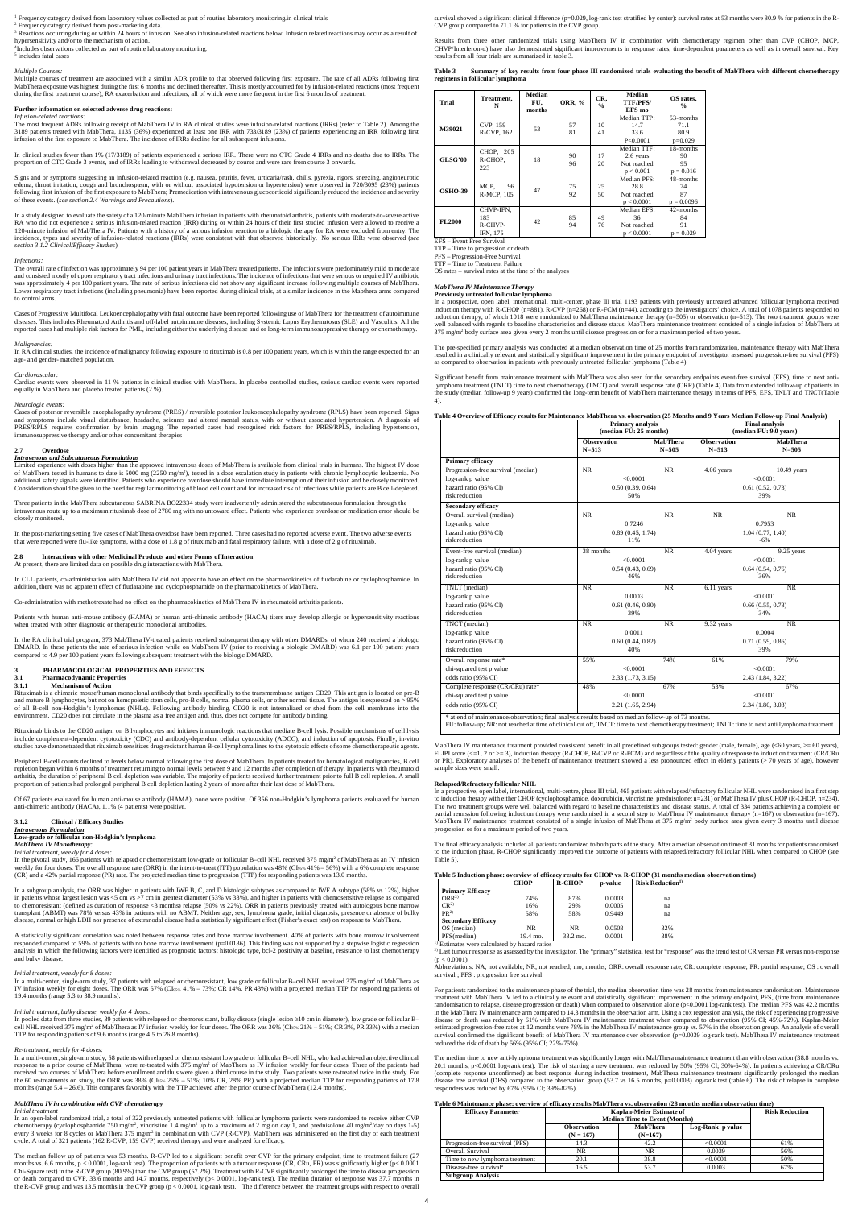[1] Frequency category derived from laboratory values collected as part of routine laboratory monitoring.in clinical trials
[2] Frequency category derived from post-marketing data.
[3] Reactions occurring during or within 24 hours of infusion. See also infusion-related reactions below. Infusion related reactions may occur as a result of hypersensitivity and/or to the mechanism of action.
[4]Includes observations collected as part of routine laboratory monitoring.
[5] includes fatal cases

*Multiple Courses:*
Multiple courses of treatment are associated with a similar ADR profile to that observed following first exposure. The rate of all ADRs following first MabThera exposure was highest during the first 6 months and declined thereafter. This is mostly accounted for by infusion-related reactions (most frequent during the first treatment course), RA exacerbation and infections, all of which were more frequent in the first 6 months of treatment.

**Further information on selected adverse drug reactions:**
*Infusion-related reactions:*
The most frequent ADRs following receipt of MabThera IV in RA clinical studies were infusion-related reactions (IRRs) (refer to Table 2). Among the 3189 patients treated with MabThera, 1135 (36%) experienced at least one IRR with 733/3189 (23%) of patients experiencing an IRR following first infusion of the first exposure to MabThera. The incidence of IRRs decline for all subsequent infusions.

In clinical studies fewer than 1% (17/3189) of patients experienced a serious IRR. There were no CTC Grade 4 IRRs and no deaths due to IRRs. The proportion of CTC Grade 3 events, and of IRRs leading to withdrawal decreased by course and were rare from course 3 onwards.

Signs and or symptoms suggesting an infusion-related reaction (e.g. nausea, pruritis, fever, urticaria/rash, chills, pyrexia, rigors, sneezing, angioneurotic edema, throat irritation, cough and bronchospasm, with or without associated hypotension or hypertension) were observed in 720/3095 (23%) patients following first infusion of the first exposure to MabThera; Premedication with intravenous glucocorticoid significantly reduced the incidence and severity of these events. (*see section 2.4 Warnings and Precautions*).

In a study designed to evaluate the safety of a 120-minute MabThera infusion in patients with rheumatoid arthritis, patients with moderate-to-severe active RA who did not experience a serious infusion related reaction (IRR) during or within 24 hours of their first studied infusion were allowed to receive a 120-minute infusion of MabThera IV. Patients with a history of a serious infusion reaction to a biologic therapy for RA were excluded from entry. The incidence, types and severity of infusion-related reactions (IRRs) were consistent with that observed historically. No serious IRRs were observed (*see section 3.1.2 Clinical/Efficacy Studies*)

*Infections:*
The overall rate of infection was approximately 94 per 100 patient years in MabThera treated patients. The infections were predominately mild to moderate and consisted mostly of upper respiratory tract infections and urinary tract infections. The incidence of infections that were serious or required IV antibiotic was approximately 4 per 100 patient years. The rate of serious infections did not show any significant increase following multiple courses of MabThera. Lower respiratory tract infections (including pneumonia) have been reported during clinical trials, at a similar incidence in the Mabthera arms compared to control arms.

Cases of Progressive Multifocal Leukoencephalopathy with fatal outcome have been reported following use of MabThera for the treatment of autoimmune diseases. This includes Rheumatoid Arthritis and off-label autoimmune diseases, including Systemic Lupus Erythematosus (SLE) and Vasculitis. All the reported cases had multiple risk factors for PML, including either the underlying disease and or long-term immunosuppressive therapy or chemotherapy.

*Malignancies:*
In RA clinical studies, the incidence of malignancy following exposure to rituximab is 0.8 per 100 patient years, which is within the range expected for an age- and gender- matched population.

*Cardiovascular:*
Cardiac events were observed in 11 % patients in clinical studies with MabThera. In placebo controlled studies, serious cardiac events were reported equally in MabThera and placebo treated patients (2 %).

*Neurologic events:*
Cases of posterior reversible encephalopathy syndrome (PRES) / reversible posterior leukoencephalopathy syndrome (RPLS) have been reported. Signs and symptoms include visual disturbance, headache, seizures and altered mental status, with or without associated hypertension. A diagnosis of PRES/RPLS requires confirmation by brain imaging. The reported cases had recognized risk factors for PRES/RPLS, including hypertension, immunosuppressive therapy and/or other concomitant therapies

### 2.7 Overdose
***Intravenous and Subcutaneous Formulations***
Limited experience with doses higher than the approved intravenous doses of MabThera is available from clinical trials in humans. The highest IV dose of MabThera tested in humans to date is 5000 mg (2250 mg/m[2]), tested in a dose escalation study in patients with chronic lymphocytic leukaemia. No additional safety signals were identified. Patients who experience overdose should have immediate interruption of their infusion and be closely monitored. Consideration should be given to the need for regular monitoring of blood cell count and for increased risk of infections while patients are B cell-depleted.

Three patients in the MabThera subcutaneous SABRINA BO22334 study were inadvertently administered the subcutaneous formulation through the intravenous route up to a maximum rituximab dose of 2780 mg with no untoward effect. Patients who experience overdose or medication error should be closely monitored.

In the post-marketing setting five cases of MabThera overdose have been reported. Three cases had no reported adverse event. The two adverse events that were reported were flu-like symptoms, with a dose of 1.8 g of rituximab and fatal respiratory failure, with a dose of 2 g of rituximab.

### 2.8 Interactions with other Medicinal Products and other Forms of Interaction
At present, there are limited data on possible drug interactions with MabThera.

In CLL patients, co-administration with MabThera IV did not appear to have an effect on the pharmacokinetics of fludarabine or cyclophosphamide. In addition, there was no apparent effect of fludarabine and cyclophosphamide on the pharmacokinetics of MabThera.

Co-administration with methotrexate had no effect on the pharmacokinetics of MabThera IV in rheumatoid arthritis patients.

Patients with human anti-mouse antibody (HAMA) or human anti-chimeric antibody (HACA) titers may develop allergic or hypersensitivity reactions when treated with other diagnostic or therapeutic monoclonal antibodies.

In the RA clinical trial program, 373 MabThera IV-treated patients received subsequent therapy with other DMARDs, of whom 240 received a biologic DMARD. In these patients the rate of serious infection while on MabThera IV (prior to receiving a biologic DMARD) was 6.1 per 100 patient years compared to 4.9 per 100 patient years following subsequent treatment with the biologic DMARD.

## 3. PHARMACOLOGICAL PROPERTIES AND EFFECTS
### 3.1 Pharmacodynamic Properties
#### 3.1.1 Mechanism of Action
Rituximab is a chimeric mouse/human monoclonal antibody that binds specifically to the transmembrane antigen CD20. This antigen is located on pre-B and mature B lymphocytes, but not on hemopoietic stem cells, pro-B cells, normal plasma cells, or other normal tissue. The antigen is expressed on > 95% of all B-cell non-Hodgkin's lymphomas (NHLs). Following antibody binding, CD20 is not internalized or shed from the cell membrane into the environment. CD20 does not circulate in the plasma as a free antigen and, thus, does not compete for antibody binding.

Rituximab binds to the CD20 antigen on B lymphocytes and initiates immunologic reactions that mediate B-cell lysis. Possible mechanisms of cell lysis include complement-dependent cytotoxicity (CDC) and antibody-dependent cellular cytotoxicity (ADCC), and induction of apoptosis. Finally, in-vitro studies have demonstrated that rituximab sensitizes drug-resistant human B-cell lymphoma lines to the cytotoxic effects of some chemotherapeutic agents.

Peripheral B-cell counts declined to levels below normal following the first dose of MabThera. In patients treated for hematological malignancies, B cell repletion began within 6 months of treatment returning to normal levels between 9 and 12 months after completion of therapy. In patients with rheumatoid arthritis, the duration of peripheral B cell depletion was variable. The majority of patients received further treatment prior to full B cell repletion. A small proportion of patients had prolonged peripheral B cell depletion lasting 2 years of more after their last dose of MabThera.

Of 67 patients evaluated for human anti-mouse antibody (HAMA), none were positive. Of 356 non-Hodgkin's lymphoma patients evaluated for human anti-chimeric antibody (HACA), 1.1% (4 patients) were positive.

#### 3.1.2 Clinical / Efficacy Studies
***Intravenous Formulation***
**Low-grade or follicular non-Hodgkin's lymphoma**
***MabThera IV Monotherapy:***
*Initial treatment, weekly for 4 doses:*
In the pivotal study, 166 patients with relapsed or chemoresistant low-grade or follicular B–cell NHL received 375 mg/m[2] of MabThera as an IV infusion weekly for four doses. The overall response rate (ORR) in the intent-to-treat (ITT) population was 48% ($CI_{95\%}$ 41% – 56%) with a 6% complete response (CR) and a 42% partial response (PR) rate. The projected median time to progression (TTP) for responding patients was 13.0 months.

In a subgroup analysis, the ORR was higher in patients with IWF B, C, and D histologic subtypes as compared to IWF A subtype (58% vs 12%), higher in patients whose largest lesion was <5 cm vs >7 cm in greatest diameter (53% vs 38%), and higher in patients with chemosensitive relapse as compared to chemoresistant (defined as duration of response <3 months) relapse (50% vs 22%). ORR in patients previously treated with autologous bone marrow transplant (ABMT) was 78% versus 43% in patients with no ABMT. Neither age, sex, lymphoma grade, initial diagnosis, presence or absence of bulky disease, normal or high LDH nor presence of extranodal disease had a statistically significant effect (Fisher's exact test) on response to MabThera.

A statistically significant correlation was noted between response rates and bone marrow involvement. 40% of patients with bone marrow involvement responded compared to 59% of patients with no bone marrow involvement (p=0.0186). This finding was not supported by a stepwise logistic regression analysis in which the following factors were identified as prognostic factors: histologic type, bcl-2 positivity at baseline, resistance to last chemotherapy and bulky disease.

*Initial treatment, weekly for 8 doses:*
In a multi-center, single-arm study, 37 patients with relapsed or chemoresistant, low grade or follicular B–cell NHL received 375 mg/m[2] of MabThera as IV infusion weekly for eight doses. The ORR was 57% ($CI_{95\%}$ 41% – 73%; CR 14%, PR 43%) with a projected median TTP for responding patients of 19.4 months (range 5.3 to 38.9 months).

*Initial treatment, bulky disease, weekly for 4 doses:*
In pooled data from three studies, 39 patients with relapsed or chemoresistant, bulky disease (single lesion ≥10 cm in diameter), low grade or follicular B–cell NHL received 375 mg/m[2] of MabThera as IV infusion weekly for four doses. The ORR was 36% ($CI_{95\%}$ 21% – 51%; CR 3%, PR 33%) with a median TTP for responding patients of 9.6 months (range 4.5 to 26.8 months).

*Re-treatment, weekly for 4 doses:*
In a multi-center, single-arm study, 58 patients with relapsed or chemoresistant low grade or follicular B–cell NHL, who had achieved an objective clinical response to a prior course of MabThera, were re-treated with 375 mg/m[2] of MabThera as IV infusion weekly for four doses. Three of the patients had received two courses of MabThera before enrollment and thus were given a third course in the study. Two patients were re-treated twice in the study. For the 60 re-treatments on study, the ORR was 38% ($CI_{95\%}$ 26% – 51%; 10% CR, 28% PR) with a projected median TTP for responding patients of 17.8 months (range 5.4 – 26.6). This compares favorably with the TTP achieved after the prior course of MabThera (12.4 months).

***MabThera IV in combination with CVP chemotherapy***
*Initial treatment*
In an open-label randomized trial, a total of 322 previously untreated patients with follicular lymphoma patients were randomized to receive either CVP chemotherapy (cyclophosphamide 750 mg/m[2], vincristine 1.4 mg/m[2] up to a maximum of 2 mg on day 1, and prednisolone 40 mg/m[2]/day on days 1-5) every 3 weeks for 8 cycles or MabThera 375 mg/m[2] in combination with CVP (R-CVP). MabThera was administered on the first day of each treatment cycle. A total of 321 patients (162 R-CVP, 159 CVP) received therapy and were analyzed for efficacy.

The median follow up of patients was 53 months. R-CVP led to a significant benefit over CVP for the primary endpoint, time to treatment failure (27 months vs. 6.6 months, p < 0.0001, log-rank test). The proportion of patients with a tumour response (CR, CRu, PR) was significantly higher (p< 0.0001 Chi-Square test) in the R-CVP group (80.9%) than the CVP group (57.2%). Treatment with R-CVP significantly prolonged the time to disease progression or death compared to CVP, 33.6 months and 14.7 months, respectively (p< 0.0001, log-rank test). The median duration of response was 37.7 months in the R-CVP group and was 13.5 months in the CVP group (p < 0.0001, log-rank test). The difference between the treatment groups with respect to overall survival showed a significant clinical difference (p=0.029, log-rank test stratified by center): survival rates at 53 months were 80.9 % for patients in the R-CVP group compared to 71.1 % for patients in the CVP group.

Results from three other randomized trials using MabThera IV in combination with chemotherapy regimen other than CVP (CHOP, MCP, CHVP/Interferon-α) have also demonstrated significant improvements in response rates, time-dependent parameters as well as in overall survival. Key results from all four trials are summarized in table 3.

**Table 3 Summary of key results from four phase III randomized trials evaluating the benefit of MabThera with different chemotherapy regimens in follicular lymphoma**

| Trial | Treatment, N | Median FU, months | ORR, % | CR, % | Median TTF/PFS/ EFS mo | OS rates, % |
|---|---|---|---|---|---|---|
| M39021 | CVP, 159<br>R-CVP, 162 | 53 | 57<br>81 | 10<br>41 | Median TTP:<br>14.7<br>33.6<br>P<0.0001 | 53-months<br>71.1<br>80.9<br>p=0.029 |
| GLSG'00 | CHOP, 205<br>R-CHOP, 223 | 18 | 90<br>96 | 17<br>20 | Median TTF:<br>2.6 years<br>Not reached<br>p < 0.001 | 18-months<br>90<br>95<br>p = 0.016 |
| OSHO-39 | MCP, 96<br>R-MCP, 105 | 47 | 75<br>92 | 25<br>50 | Median PFS:<br>28.8<br>Not reached<br>p < 0.0001 | 48-months<br>74<br>87<br>p = 0.0096 |
| FL2000 | CHVP-IFN, 183<br>R-CHVP-IFN, 175 | 42 | 85<br>94 | 49<br>76 | Median EFS:<br>36<br>Not reached<br>p < 0.0001 | 42-months<br>84<br>91<br>p = 0.029 |

EFS – Event Free Survival
TTP – Time to progression or death
PFS – Progression-Free Survival
TTF – Time to Treatment Failure
OS rates – survival rates at the time of the analyses

***MabThera IV Maintenance Therapy***
**Previously untreated follicular lymphoma**
In a prospective, open label, international, multi-center, phase III trial 1193 patients with previously untreated advanced follicular lymphoma received induction therapy with R-CHOP (n=881), R-CVP (n=268) or R-FCM (n=44), according to the investigators' choice. A total of 1078 patients responded to induction therapy, of which 1018 were randomized to MabThera maintenance therapy (n=505) or observation (n=513). The two treatment groups were well balanced with regards to baseline characteristics and disease status. MabThera maintenance treatment consisted of a single infusion of MabThera at 375 mg/m[2] body surface area given every 2 months until disease progression or for a maximum period of two years.

The pre-specified primary analysis was conducted at a median observation time of 25 months from randomization, maintenance therapy with MabThera resulted in a clinically relevant and statistically significant improvement in the primary endpoint of investigator assessed progression-free survival (PFS) as compared to observation in patients with previously untreated follicular lymphoma (Table 4).

Significant benefit from maintenance treatment with MabThera was also seen for the secondary endpoints event-free survival (EFS), time to next anti-lymphoma treatment (TNLT) time to next chemotherapy (TNCT) and overall response rate (ORR) (Table 4).Data from extended follow-up of patients in the study (median follow-up 9 years) confirmed the long-term benefit of MabThera maintenance therapy in terms of PFS, EFS, TNLT and TNCT(Table 4).

**Table 4 Overview of Efficacy results for Maintenance MabThera vs. observation (25 Months and 9 Years Median Follow-up Final Analysis)**

| | Primary analysis (median FU: 25 months) | | Final analysis (median FU: 9.0 years) | |
|---|---|---|---|---|
| | **Observation N=513** | **MabThera N=505** | **Observation N=513** | **MabThera N=505** |
| **Primary efficacy** | | | | |
| Progression-free survival (median) | NR | NR | 4.06 years | 10.49 years |
| log-rank p value | <0.0001 | | <0.0001 | |
| hazard ratio (95% CI) | 0.50 (0.39, 0.64) | | 0.61 (0.52, 0.73) | |
| risk reduction | 50% | | 39% | |
| **Secondary efficacy** | | | | |
| Overall survival (median) | NR | NR | NR | NR |
| log-rank p value | 0.7246 | | 0.7953 | |
| hazard ratio (95% CI) | 0.89 (0.45, 1.74) | | 1.04 (0.77, 1.40) | |
| risk reduction | 11% | | -6% | |
| Event-free survival (median) | 38 months | NR | 4.04 years | 9.25 years |
| log-rank p value | <0.0001 | | <0.0001 | |
| hazard ratio (95% CI) | 0.54 (0.43, 0.69) | | 0.64 (0.54, 0.76) | |
| risk reduction | 46% | | 36% | |
| TNLT (median) | NR | NR | 6.11 years | NR |
| log-rank p value | 0.0003 | | <0.0001 | |
| hazard ratio (95% CI) | 0.61 (0.46, 0.80) | | 0.66 (0.55, 0.78) | |
| risk reduction | 39% | | 34% | |
| TNCT (median) | NR | NR | 9.32 years | NR |
| log-rank p value | 0.0011 | | 0.0004 | |
| hazard ratio (95% CI) | 0.60 (0.44, 0.82) | | 0.71 (0.59, 0.86) | |
| risk reduction | 40% | | 39% | |
| Overall response rate* | 55% | 74% | 61% | 79% |
| chi-squared test p value | <0.0001 | | <0.0001 | |
| odds ratio (95% CI) | 2.33 (1.73, 3.15) | | 2.43 (1.84, 3.22) | |
| Complete response (CR/CRu) rate* | 48% | 67% | 53% | 67% |
| chi-squared test p value | <0.0001 | | <0.0001 | |
| odds ratio (95% CI) | 2.21 (1.65, 2.94) | | 2.34 (1.80, 3.03) | |

\* at end of maintenance/observation; final analysis results based on median follow-up of 73 months.
FU: follow-up; NR: not reached at time of clinical cut off, TNCT: time to next chemotherapy treatment; TNLT: time to next anti lymphoma treatment

MabThera IV maintenance treatment provided consistent benefit in all predefined subgroups tested: gender (male, female), age (<60 years, >= 60 years), FLIPI score (<=1, 2 or >= 3), induction therapy (R-CHOP, R-CVP or R-FCM) and regardless of the quality of response to induction treatment (CR/CRu or PR). Exploratory analyses of the benefit of maintenance treatment showed a less pronounced effect in elderly patients (> 70 years of age), however sample sizes were small.

**Relapsed/Refractory follicular NHL**
In a prospective, open label, international, multi-centre, phase III trial, 465 patients with relapsed/refractory follicular NHL were randomised in a first step to induction therapy with either CHOP (cyclophosphamide, doxorubicin, vincristine, prednisolone; n=231) or MabThera IV plus CHOP (R-CHOP, n=234). The two treatment groups were well balanced with regard to baseline characteristics and disease status. A total of 334 patients achieving a complete or partial remission following induction therapy were randomised in a second step to MabThera IV maintenance therapy (n=167) or observation (n=167). MabThera IV maintenance treatment consisted of a single infusion of MabThera at 375 mg/m[2] body surface area given every 3 months until disease progression or for a maximum period of two years.

The final efficacy analysis included all patients randomized to both parts of the study. After a median observation time of 31 months for patients randomized to the induction phase, R-CHOP significantly improved the outcome of patients with relapsed/refractory follicular NHL when compared to CHOP (see Table 5).

**Table 5 Induction phase: overview of efficacy results for CHOP vs. R-CHOP (31 months median observation time)**

| | CHOP | R-CHOP | p-value | Risk Reduction[1)] |
|---|---|---|---|---|
| **Primary Efficacy** | | | | |
| ORR[2)] | 74% | 87% | 0.0003 | na |
| CR[2)] | 16% | 29% | 0.0005 | na |
| PR[2)] | 58% | 58% | 0.9449 | na |
| **Secondary Efficacy** | | | | |
| OS (median) | NR | NR | 0.0508 | 32% |
| PFS(median) | 19.4 mo. | 33.2 mo. | 0.0001 | 38% |

[1)] Estimates were calculated by hazard ratios
[2)] Last tumour response as assessed by the investigator. The "primary" statistical test for "response" was the trend test of CR versus PR versus non-response (p < 0.0001)
Abbreviations: NA, not available; NR, not reached; mo, months; ORR: overall response rate; CR: complete response; PR: partial response; OS : overall survival ; PFS : progression free survival

For patients randomized to the maintenance phase of the trial, the median observation time was 28 months from maintenance randomisation. Maintenance treatment with MabThera IV led to a clinically relevant and statistically significant improvement in the primary endpoint, PFS, (time from maintenance randomisation to relapse, disease progression or death) when compared to observation alone (p<0.0001 log-rank test). The median PFS was 42.2 months in the MabThera IV maintenance arm compared to 14.3 months in the observation arm. Using a cox regression analysis, the risk of experiencing progressive disease or death was reduced by 61% with MabThera IV maintenance treatment when compared to observation (95% CI; 45%-72%). Kaplan-Meier estimated progression-free rates at 12 months were 78% in the MabThera IV maintenance group vs. 57% in the observation group. An analysis of overall survival confirmed the significant benefit of MabThera IV maintenance over observation (p=0.0039 log-rank test). MabThera IV maintenance treatment reduced the risk of death by 56% (95% CI; 22%-75%).

The median time to new anti-lymphoma treatment was significantly longer with MabThera maintenance treatment than with observation (38.8 months vs. 20.1 months, p<0.0001 log-rank test). The risk of starting a new treatment was reduced by 50% (95% CI; 30%-64%). In patients achieving a CR/CRu (complete response unconfirmed) as best response during induction treatment, MabThera maintenance treatment significantly prolonged the median disease free survival (DFS) compared to the observation group (53.7 vs 16.5 months, p=0.0003) log-rank test (table 6). The risk of relapse in complete responders was reduced by 67% (95% CI; 39%-82%).

**Table 6 Maintenance phase: overview of efficacy results MabThera vs. observation (28 months median observation time)**

| Efficacy Parameter | Kaplan-Meier Estimate of Median Time to Event (Months) | | | Risk Reduction |
|---|---|---|---|---|
| | Observation (N = 167) | MabThera (N=167) | Log-Rank p value | |
| Progression-free survival (PFS) | 14.3 | 42.2 | <0.0001 | 61% |
| Overall Survival | NR | NR | 0.0039 | 56% |
| Time to new lymphoma treatment | 20.1 | 38.8 | <0.0001 | 50% |
| Disease-free survival[a] | 16.5 | 53.7 | 0.0003 | 67% |
| **Subgroup Analysis** | | | | |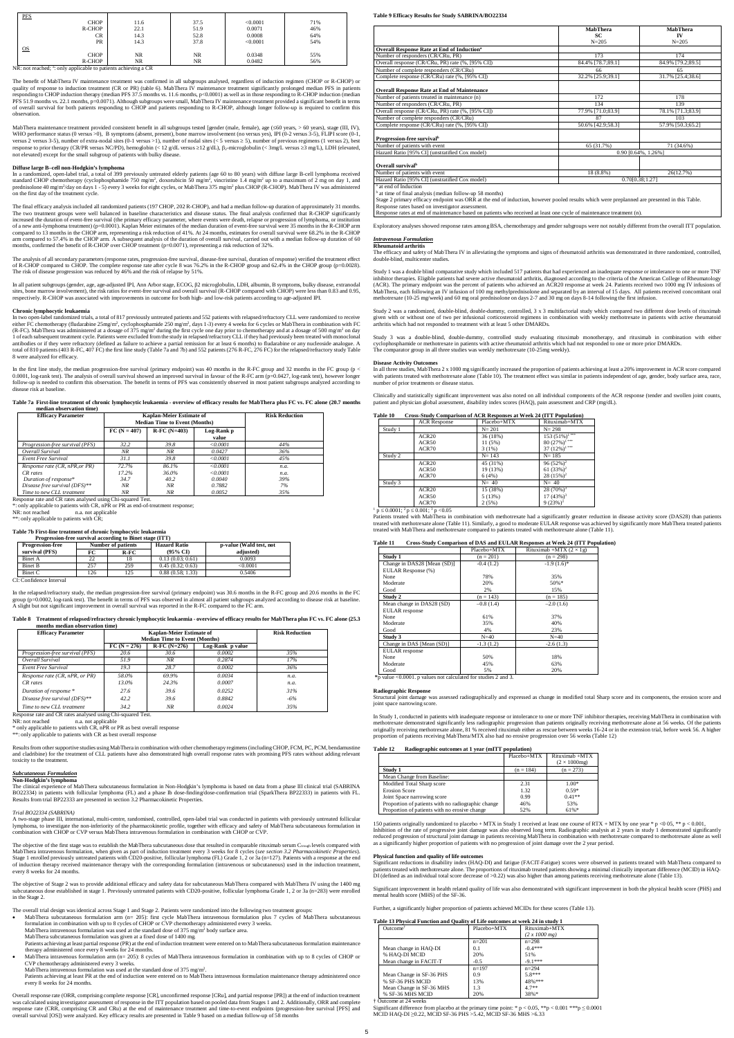| PFS | | | | |
|---|---|---|---|---|
| CHOP | 11.6 | 37.5 | <0.0001 | 71% |
| R-CHOP | 22.1 | 51.9 | 0.0071 | 46% |
| CR | 14.3 | 52.8 | 0.0008 | 64% |
| PR | 14.3 | 37.8 | <0.0001 | 54% |
| OS | | | | |
| CHOP | NR | NR | 0.0348 | 55% |
| R-CHOP | NR | NR | 0.0482 | 56% |

NR: not reached; *: only applicable to patients achieving a CR

The benefit of MabThera IV maintenance treatment was confirmed in all subgroups analysed, regardless of induction regimen (CHOP or R-CHOP) or quality of response to induction treatment (CR or PR) (table 6). MabThera IV maintenance treatment significantly prolonged median PFS in patients responding to CHOP induction therapy (median PFS 37.5 months vs. 11.6 months, p<0.0001) as well as in those responding to R-CHOP induction (median PFS 51.9 months vs. 22.1 months, p=0.0071). Although subgroups were small, MabThera IV maintenance treatment provided a significant benefit in terms of overall survival for both patients responding to CHOP and patients responding to R-CHOP, although longer follow-up is required to confirm this observation.

MabThera maintenance treatment provided consistent benefit in all subgroups tested [gender (male, female), age (≤60 years, > 60 years), stage (III, IV), WHO performance status (0 versus >0), B symptoms (absent, present), bone marrow involvement (no versus yes), IPI (0-2 versus 3-5), FLIPI score (0-1, versus 2 versus 3-5), number of extra-nodal sites (0-1 versus >1), number of nodal sites (< 5 versus ≥ 5), number of previous regimens (1 versus 2), best response to prior therapy (CR/PR versus NC/PD), hemoglobin (< 12 g/dL versus ≥12 g/dL), $\beta_2$-microglobulin (< 3mg/L versus ≥3 mg/L), LDH (elevated, not elevated) except for the small subgroup of patients with bulky disease.

### Diffuse large B–cell non-Hodgkin's lymphoma

In a randomized, open-label trial, a total of 399 previously untreated elderly patients (age 60 to 80 years) with diffuse large B-cell lymphoma received standard CHOP chemotherapy (cyclophosphamide 750 mg/m², doxorubicin 50 mg/m², vincristine 1.4 mg/m² up to a maximum of 2 mg on day 1, and prednisolone 40 mg/m²/day on days 1 - 5) every 3 weeks for eight cycles, or MabThera 375 mg/m² plus CHOP (R-CHOP). MabThera IV was administered on the first day of the treatment cycle.

The final efficacy analysis included all randomized patients (197 CHOP, 202 R-CHOP), and had a median follow-up duration of approximately 31 months. The two treatment groups were well balanced in baseline characteristics and disease status. The final analysis confirmed that R-CHOP significantly increased the duration of event-free survival (the primary efficacy parameter, where events were death, relapse or progression of lymphoma, or institution of a new anti-lymphoma treatment) (p=0.0001). Kaplan Meier estimates of the median duration of event-free survival were 35 months in the R-CHOP arm compared to 13 months in the CHOP arm, representing a risk reduction of 41%. At 24 months, estimates for overall survival were 68.2% in the R-CHOP arm compared to 57.4% in the CHOP arm. A subsequent analysis of the duration of overall survival, carried out with a median follow-up duration of 60 months, confirmed the benefit of R-CHOP over CHOP treatment (p=0.0071), representing a reduction of 32%.

The analysis of all secondary parameters (response rates, progression-free survival, disease-free survival, duration of response) verified the treatment effect of R-CHOP compared to CHOP. The complete response rate after cycle 8 was 76.2% in the R-CHOP group and 62.4% in the CHOP group (p=0.0028). The risk of disease progression was reduced by 46% and the risk of relapse by 51%.

In all patient subgroups (gender, age, age-adjusted IPI, Ann Arbor stage, ECOG, β2 microglobulin, LDH, albumin, B symptoms, bulky disease, extranodal sites, bone marrow involvement), the risk ratios for event-free survival and overall survival (R-CHOP compared with CHOP) were less than 0.83 and 0.95, respectively. R-CHOP was associated with improvements in outcome for both high- and low-risk patients according to age-adjusted IPI.

### Chronic lymphocytic leukaemia

In two open-label randomized trials, a total of 817 previously untreated patients and 552 patients with relapsed/refractory CLL were randomized to receive either FC chemotherapy (fludarabine 25mg/m², cyclophosphamide 250 mg/m², days 1-3) every 4 weeks for 6 cycles or MabThera in combination with FC (R-FC). MabThera was administered at a dosage of 375 mg/m² during the first cycle one day prior to chemotherapy and at a dosage of 500 mg/m² on day 1 of each subsequent treatment cycle. Patients were excluded from the study in relapsed/refractory CLL if they had previously been treated with monoclonal antibodies or if they were refractory (defined as failure to achieve a partial remission for at least 6 months) to fludarabine or any nucleoside analogue. A total of 810 patients (403 R-FC, 407 FC) for the first line study (Table 7a and 7b) and 552 patients (276 R-FC, 276 FC) for the relapsed/refractory study Table 8 were analyzed for efficacy.

In the first line study, the median progression-free survival (primary endpoint) was 40 months in the R-FC group and 32 months in the FC group ($p < 0.0001$, log-rank test). The analysis of overall survival showed an improved survival in favour of the R-FC arm (p=0.0427, log-rank test), however longer follow-up is needed to confirm this observation. The benefit in terms of PFS was consistently observed in most patient subgroups analyzed according to disease risk at baseline.

**Table 7a First-line treatment of chronic lymphocytic leukaemia - overview of efficacy results for MabThera plus FC vs. FC alone (20.7 months median observation time)**

| Efficacy Parameter | Kaplan-Meier Estimate of Median Time to Event (Months) | | | Risk Reduction |
|---|---|---|---|---|
| | FC (N = 407) | R-FC (N=403) | Log-Rank p value | |
| *Progression-free survival (PFS)* | *32.2* | *39.8* | *<0.0001* | *44%* |
| *Overall Survival* | *NR* | *NR* | *0.0427* | *36%* |
| *Event Free Survival* | *31.1* | *39.8* | *<0.0001* | *45%* |
| *Response rate (CR, nPR, or PR)* | *72.7%* | *86.1%* | *<0.0001* | *n.a.* |
| *CR rates* | *17.2%* | *36.0%* | *<0.0001* | *n.a.* |
| *Duration of response** | *34.7* | *40.2* | *0.0040* | *39%* |
| *Disease free survival (DFS)*** | *NR* | *NR* | *0.7882* | *7%* |
| *Time to new CLL treatment* | *NR* | *NR* | *0.0052* | *35%* |

Response rate and CR rates analysed using Chi-squared Test.
*: only applicable to patients with CR, nPR or PR as end-of-treatment response;
NR: not reached n.a. not applicable
**: only applicable to patients with CR;

**Table 7b First-line treatment of chronic lymphocytic leukaemia Progression-free survival according to Binet stage (ITT)**

| Progression-free survival (PFS) | Number of patients | | Hazard Ratio (95% CI) | p-value (Wald test, not adjusted) |
|---|---|---|---|---|
| | FC | R-FC | | |
| Binet A | 22 | 18 | 0.13 (0.03; 0.61) | 0.0093 |
| Binet B | 257 | 259 | 0.45 (0.32; 0.63) | <0.0001 |
| Binet C | 126 | 125 | 0.88 (0.58; 1.33) | 0.5406 |

CI: Confidence Interval

In the relapsed/refractory study, the median progression-free survival (primary endpoint) was 30.6 months in the R-FC group and 20.6 months in the FC group (p=0.0002, log-rank test). The benefit in terms of PFS was observed in almost all patient subgroups analyzed according to disease risk at baseline. A slight but not significant improvement in overall survival was reported in the R-FC compared to the FC arm.

**Table 8 Treatment of relapsed/refractory chronic lymphocytic leukaemia - overview of efficacy results for MabThera plus FC vs. FC alone (25.3 months median observation time)**

| Efficacy Parameter | Kaplan-Meier Estimate of Median Time to Event (Months) | | | Risk Reduction |
|---|---|---|---|---|
| | FC (N = 276) | R-FC (N=276) | Log-Rank p value | |
| *Progression-free survival (PFS)* | *20.6* | *30.6* | *0.0002* | *35%* |
| *Overall Survival* | *51.9* | *NR* | *0.2874* | *17%* |
| *Event Free Survival* | *19.3* | *28.7* | *0.0002* | *36%* |
| *Response rate (CR, nPR, or PR)* | *58.0%* | *69.9%* | *0.0034* | *n.a.* |
| *CR rates* | *13.0%* | *24.3%* | *0.0007* | *n.a.* |
| *Duration of response ** | *27.6* | *39.6* | *0.0252* | *31%* |
| *Disease free survival (DFS)*** | *42.2* | *39.6* | *0.8842* | *-6%* |
| *Time to new CLL treatment* | *34.2* | *NR* | *0.0024* | *35%* |

Response rate and CR rates analysed using Chi-squared Test.
NR: not reached n.a. not applicable
* only applicable to patients with CR, nPR or PR as best overall response
**: only applicable to patients with CR as best overall response

Results from other supportive studies using MabThera in combination with other chemotherapy regimens (including CHOP, FCM, PC, PCM, bendamustine and cladribine) for the treatment of CLL patients have also demonstrated high overall response rates with promising PFS rates without adding relevant toxicity to the treatment.

### *Subcutaneous Formulation*

#### Non-Hodgkin's lymphoma

The clinical experience of MabThera subcutaneous formulation in Non-Hodgkin's lymphoma is based on data from a phase III clinical trial (SABRINA BO22334) in patients with follicular lymphoma (FL) and a phase Ib dose-finding/dose-confirmation trial (SparkThera BP22333) in patients with FL. Results from trial BP22333 are presented in section 3.2 Pharmacokinetic Properties.

#### *Trial BO22334 (SABRINA)*

A two-stage phase III, international, multi-centre, randomised, controlled, open-label trial was conducted in patients with previously untreated follicular lymphoma, to investigate the non-inferiority of the pharmacokinetic profile, together with efficacy and safety of MabThera subcutaneous formulation in combination with CHOP or CVP versus MabThera intravenous formulation in combination with CHOP or CVP.

The objective of the first stage was to establish the MabThera subcutaneous dose that resulted in comparable rituximab serum $C_{trough}$ levels compared with MabThera intravenous formulation, when given as part of induction treatment every 3 weeks for 8 cycles (*see section 3.2 Pharmacokinetic Properties*). Stage 1 enrolled previously untreated patients with CD20-positive, follicular lymphoma (FL) Grade 1, 2 or 3a (n=127). Patients with a response at the end of induction therapy received maintenance therapy with the corresponding formulation (intravenous or subcutaneous) used in the induction treatment, every 8 weeks for 24 months.

The objective of Stage 2 was to provide additional efficacy and safety data for subcutaneous MabThera compared with MabThera IV using the 1400 mg subcutaneous dose established in stage 1. Previously untreated patients with CD20-positive, follicular lymphoma Grade 1, 2 or 3a (n=283) were enrolled in the Stage 2.

The overall trial design was identical across Stage 1 and Stage 2. Patients were randomized into the following two treatment groups:

- MabThera subcutaneous formulation arm (n= 205): first cycle MabThera intravenous formulation plus 7 cycles of MabThera subcutaneous formulation in combination with up to 8 cycles of CHOP or CVP chemotherapy administered every 3 weeks.
  MabThera intravenous formulation was used at the standard dose of 375 mg/m² body surface area.
  MabThera subcutaneous formulation was given at a fixed dose of 1400 mg.
  Patients achieving at least partial response (PR) at the end of induction treatment were entered on to MabThera subcutaneous formulation maintenance therapy administered once every 8 weeks for 24 months.
- MabThera intravenous formulation arm (n= 205): 8 cycles of MabThera intravenous formulation in combination with up to 8 cycles of CHOP or CVP chemotherapy administered every 3 weeks.
  MabThera intravenous formulation was used at the standard dose of 375 mg/m².
  Patients achieving at least PR at the end of induction were entered on to MabThera intravenous formulation maintenance therapy administered once every 8 weeks for 24 months.

Overall response rate (ORR, comprising complete response [CR], unconfirmed response [CRu], and partial response [PR]) at the end of induction treatment was calculated using investigator assessment of response in the ITT population based on pooled data from Stages 1 and 2. Additionally, ORR and complete response rate (CRR, comprising CR and CRu) at the end of maintenance treatment and time-to-event endpoints (progression-free survival [PFS] and overall survival [OS]) were analyzed. Key efficacy results are presented in Table 9 based on a median follow-up of 58 months

**Table 9 Efficacy Results for Study SABRINA/BO22334**

| | MabThera SC N=205 | MabThera IV N=205 |
|---|---|---|
| **Overall Response Rate at End of Induction[a]** | | |
| Number of responders (CR/CRu, PR) | 173 | 174 |
| Overall response (CR/CRu, PR) rate (%, [95% CI]) | 84.4% [78.7;89.1] | 84.9% [79.2;89.5] |
| Number of complete responders (CR/CRu) | 66 | 65 |
| Complete response (CR/CRu) rate (%, [95% CI]) | 32.2% [25.9;39.1] | 31.7% [25.4;38.6] |
| **Overall Response Rate at End of Maintenance** | | |
| Number of patients treated in maintenance (n) | 172 | 178 |
| Number of responders (CR/CRu, PR) | 134 | 139 |
| Overall response (CR/CRu, PR) rate (%, [95% CI]) | 77.9% [71.0;83.9] | 78.1% [71.3;83.9] |
| Number of complete responders (CR/CRu) | 87 | 103 |
| Complete response (CR/CRu) rate (%, [95% CI]) | 50.6% [42.9;58.3] | 57.9% [50.3;65.2] |
| **Progression-free survival[b]** | | |
| Number of patients with event | 65 (31.7%) | 71 (34.6%) |
| Hazard Ratio [95% CI] (unstratified Cox model) | 0.90 [0.64%, 1.26%] | |
| **Overall survival[b]** | | |
| Number of patients with event | 18 (8.8%) | 26(12.7%) |
| Hazard Ratio [95% CI] (unstratified Cox model) | 0.70[0.38;1.27] | |

[a] at end of Induction
[b] at time of final analysis (median follow-up 58 months)
Stage 2 primary efficacy endpoint was ORR at the end of induction, however pooled results which were preplanned are presented in this Table.
Response rates based on investigator assessment.
Response rates at end of maintenance based on patients who received at least one cycle of maintenance treatment (n).

Exploratory analyses showed response rates among BSA, chemotherapy and gender subgroups were not notably different from the overall ITT population.

### *Intravenous Formulation*

#### Rheumatoid arthritis

The efficacy and safety of MabThera IV in alleviating the symptoms and signs of rheumatoid arthritis was demonstrated in three randomized, controlled, double-blind, multicenter studies.

Study 1 was a double blind comparative study which included 517 patients that had experienced an inadequate response or intolerance to one or more TNF inhibitor therapies. Eligible patients had severe active rheumatoid arthritis, diagnosed according to the criteria of the American College of Rheumatology (ACR). The primary endpoint was the percent of patients who achieved an ACR20 response at week 24. Patients received two 1000 mg IV infusions of MabThera, each following an IV infusion of 100 mg methylprednisolone and separated by an interval of 15 days. All patients received concomitant oral methotrexate (10-25 mg/week) and 60 mg oral prednisolone on days 2-7 and 30 mg on days 8-14 following the first infusion.

Study 2 was a randomized, double-blind, double-dummy, controlled, 3 x 3 multifactorial study which compared two different dose levels of rituximab given with or without one of two per infusional corticosteroid regimens in combination with weekly methotrexate in patients with active rheumatoid arthritis which had not responded to treatment with at least 5 other DMARDs.

Study 3 was a double-blind, double-dummy, controlled study evaluating rituximab monotherapy, and rituximab in combination with either cyclophosphamide or methotrexate in patients with active rheumatoid arthritis which had not responded to one or more prior DMARDs.
The comparator group in all three studies was weekly methotrexate (10-25mg weekly).

#### Disease Activity Outcomes

In all three studies, MabThera 2 x 1000 mg significantly increased the proportion of patients achieving at least a 20% improvement in ACR score compared with patients treated with methotrexate alone (Table 10). The treatment effect was similar in patients independent of age, gender, body surface area, race, number of prior treatments or disease status.

Clinically and statistically significant improvement was also noted on all individual components of the ACR response (tender and swollen joint counts, patient and physician global assessment, disability index scores (HAQ), pain assessment and CRP (mg/dL).

**Table 10 Cross-Study Comparison of ACR Responses at Week 24 (ITT Population)**

| | ACR Response | Placebo+MTX | Rituximab+MTX |
|---|---|---|---|
| Study 1 | | N= 201 | N= 298 |
| | ACR20 | 36 (18%) | 153 (51%)[1 ***] |
| | ACR50 | 11 (5%) | 80 (27%)[1 ***] |
| | ACR70 | 3 (1%) | 37 (12%)[1 ***] |
| Study 2 | | N= 143 | N= 185 |
| | ACR20 | 45 (31%) | 96 (52%)[2] |
| | ACR50 | 19 (13%) | 61 (33%)[2] |
| | ACR70 | 6 (4%) | 28 (15%)[2] |
| Study 3 | | N= 40 | N= 40 |
| | ACR20 | 15 (38%) | 28 (70%)[3] |
| | ACR50 | 5 (13%) | 17 (43%)[2] |
| | ACR70 | 2 (5%) | 9 (23%)[3] |

[1] p ≤ 0.0001; [2] p ≤ 0.001; [3] p <0.05

Patients treated with MabThera in combination with methotrexate had a significantly greater reduction in disease activity score (DAS28) than patients treated with methotrexate alone (Table 11). Similarly, a good to moderate EULAR response was achieved by significantly more MabThera treated patients treated with MabThera and methotrexate compared to patients treated with methotrexate alone (Table 11).

**Table 11 Cross-Study Comparison of DAS and EULAR Responses at Week 24 (ITT Population)**

| | Placebo+MTX | Rituximab +MTX (2 × 1g) |
|---|---|---|
| **Study 1** | (n = 201) | (n = 298) |
| Change in DAS28 [Mean (SD)] | -0.4 (1.2) | -1.9 (1.6)* |
| EULAR Response (%) | | |
| None | 78% | 35% |
| Moderate | 20% | 50%* |
| Good | 2% | 15% |
| **Study 2** | (n = 143) | (n = 185) |
| Mean change in DAS28 (SD) | –0.8 (1.4) | –2.0 (1.6) |
| EULAR response | | |
| None | 61% | 37% |
| Moderate | 35% | 40% |
| Good | 4% | 23% |
| **Study 3** | N=40 | N=40 |
| Change in DAS [Mean (SD)] | -1.3 (1.2) | -2.6 (1.3) |
| EULAR response | | |
| None | 50% | 18% |
| Moderate | 45% | 63% |
| Good | 5% | 20% |

*p value <0.0001. p values not calculated for studies 2 and 3.

#### Radiographic Response

Structural joint damage was assessed radiographically and expressed as change in modified total Sharp score and its components, the erosion score and joint space narrowing score.

In Study 1, conducted in patients with inadequate response or intolerance to one or more TNF inhibitor therapies, receiving MabThera in combination with methotrexate demonstrated significantly less radiographic progression than patients originally receiving methotrexate alone at 56 weeks. Of the patients originally receiving methotrexate alone, 81 % received rituximab either as rescue between weeks 16-24 or in the extension trial, before week 56. A higher proportion of patients receiving MabThera/MTX also had no erosive progression over 56 weeks (Table 12)

**Table 12 Radiographic outcomes at 1 year (mITT population)**

| | Placebo+MTX | Rituximab +MTX (2 × 1000mg) |
|---|---|---|
| **Study 1** | (n = 184) | (n = 273) |
| Mean Change from Baseline: | | |
| Modified Total Sharp score | 2.31 | 1.00* |
| Erosion Score | 1.32 | 0.59* |
| Joint Space narrowing score | 0.99 | 0.41** |
| Proportion of patients with no radiographic change | 46% | 53% |
| Proportion of patients with no erosive change | 52% | 61%* |

150 patients originally randomized to placebo + MTX in Study 1 received at least one course of RTX + MTX by one year * $p < 0.05$, ** $p < 0.001$.
Inhibition of the rate of progressive joint damage was also observed long term. Radiographic analysis at 2 years in study 1 demonstrated significantly reduced progression of structural joint damage in patients receiving MabThera in combination with methotrexate compared to methotrexate alone as well as a significantly higher proportion of patients with no progression of joint damage over the 2 year period.

#### Physical function and quality of life outcomes

Significant reductions in disability index (HAQ-DI) and fatigue (FACIT-Fatigue) scores were observed in patients treated with MabThera compared to patients treated with methotrexate alone. The proportions of rituximab treated patients showing a minimal clinically important difference (MCID) in HAQ-DI (defined as an individual total score decrease of >0.22) was also higher than among patients receiving methotrexate alone (Table 13).

Significant improvement in health related quality of life was also demonstrated with significant improvement in both the physical health score (PHS) and mental health score (MHS) of the SF-36.

Further, a significantly higher proportion of patients achieved MCIDs for these scores (Table 13).

**Table 13 Physical Function and Quality of Life outcomes at week 24 in study 1**

| Outcome† | Placebo+MTX | Rituximab+MTX (2 x 1000 mg) |
|---|---|---|
| | n=201 | n=298 |
| Mean change in HAQ-DI | 0.1 | -0.4*** |
| % HAQ-DI MCID | 20% | 51% |
| Mean change in FACIT-T | -0.5 | -9.1*** |
| | n=197 | n=294 |
| Mean Change in SF-36 PHS | 0.9 | 5.8*** |
| % SF-36 PHS MCID | 13% | 48%*** |
| Mean Change in SF-36 MHS | 1.3 | 4.7** |
| % SF-36 MHS MCID | 20% | 38%* |

† Outcome at 24 weeks
Significant difference from placebo at the primary time point: * $p < 0.05$, ** $p < 0.001$ *** $p \le 0.0001$
MCID HAQ-DI ≥0.22, MCID SF-36 PHS >5.42, MCID SF-36 MHS >6.33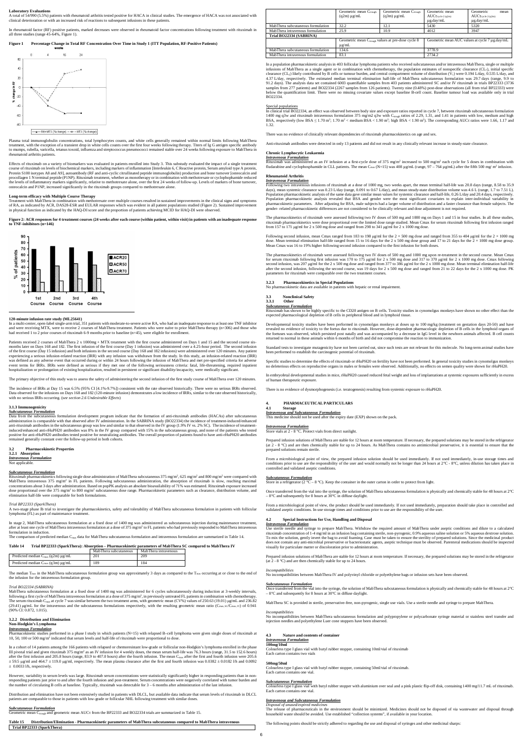**Laboratory Evaluations**

A total of 54/990 (5.5%) patients with rheumatoid arthritis tested positive for HACA in clinical studies. The emergence of HACA was not associated with clinical deterioration or with an increased risk of reactions to subsequent infusions in these patients.

In rheumatoid factor (RF) positive patients, marked decreases were observed in rheumatoid factor concentrations following treatment with rituximab in all three studies (range 45-64%, Figure 1).

**Figure 1 Percentage Change in Total RF Concentration Over Time in Study 1 (ITT Population, RF-Positive Patients)**

Plasma total immunoglobulin concentrations, total lymphocytes counts, and white cells generally remained within normal limits following MabThera treatment, with the exception of a transient drop in white cells counts over the first four weeks following therapy. Titers of Ig G antigen specific antibody to mumps, rubella, varicella, tetanus toxoid, influenza and streptococcus pneumococci remained stable over 24 weeks following exposure to MabThera in rheumatoid arthritis patients.

Effects of rituximab on a variety of biomarkers was evaluated in patients enrolled into Study 3. This substudy evaluated the impact of a single treatment course of rituximab on levels of biochemical markers, including markers of inflammation [Interleukin 6, C Reactive protein, Serum amyloid type A protein, Protein S100 isotypes A8 and A9], autoantibody (RF and anti-cyclic citrullinated peptide immunoglobulin) production and bone turnover [osteocalcin and procollagen 1 N terminal peptide (P1NP)]. Rituximab treatment, whether as monotherapy or in combination with methotrexate or cyclophosphamide reduced the levels of inflammatory markers significantly, relative to methotrexate alone, over the first 24 weeks of follow-up. Levels of markers of bone turnover, osteocalcin and P1NP, increased significantly in the rituximab groups compared to methotrexate alone.

**Long-term efficacy with Multiple Course Therapy**

Treatment with MabThera in combination with methotrexate over multiple courses resulted in sustained improvements in the clinical signs and symptoms of RA, as indicated by ACR, DAS28-ESR and EULAR responses which was evident in all patient populations studied (Figure 2). Sustained improvement in physical function as indicated by the HAQ-DI score and the proportion of patients achieving MCID for HAQ-DI were observed.

**Figure 2: ACR responses for 4 treatment courses (24 weeks after each course (within patient, within visit) in patients with an inadequate response to TNF-inhibitors (n=146)**

**120-minute infusion rate study (ML25641)**

In a multi-center, open-label single-arm trial, 351 patients with moderate-to-severe active RA, who had an inadequate response to at least one TNF inhibitor and were receiving MTX, were to receive 2 courses of MabThera treatment. Patients who were naïve to prior MabThera therapy (n=306) and those who had received 1 to 2 prior courses of rituximab 6-9 months prior to baseline (n=45), were eligible for enrollment.

Patients received 2 courses of MabThera 2 x 1000mg + MTX treatment with the first course administered on Days 1 and 15 and the second course six-months later on Days 168 and 182. The first infusion of the first course (Day 1 infusion) was administered over a 4.25-hour period. The second infusion of the first course (Day 15 infusion) and both infusions in the second course (Day 168 and 182 infusions) were administered over 120 minutes. Any patient experiencing a serious infusion-related reaction (IRR) with any infusion was withdrawn from the study. In this study, an infusion-related reaction (IRR) was defined as any adverse event that occurred during or within 24 hours following the infusion of MabThera and met pre-specified criteria for adverse event terms for IRRs. IRRs were defined as serious if they met one of the following seriousness criteria: fatal, life-threatening, required inpatient hospitalization or prolongation of existing hospitalization, resulted in persistent or significant disability/incapacity, were medically significant.

The primary objective of this study was to assess the safety of administering the second infusion of the first study course of MabThera over 120 minutes.

The incidence of IRRs at Day 15 was 6.5% (95% CI [4.1%-9.7%]) consistent with the rate observed historically. There were no serious IRRs observed. Data observed for the infusions on Days 168 and 182 (120-minute infusion) demonstrates a low incidence of IRRs, similar to the rate observed historically, with no serious IRRs occurring. (see *section 2.6 Undesirable Effects*)

### 3.1.3 Immunogenicity

***Subcutaneous Formulation***

Data from the subcutaneous formulation development program indicate that the formation of anti-rituximab antibodies (HACAs) after subcutaneous administration is comparable with that observed after IV administration. In the SABRINA study (BO22334) the incidence of treatment-induced/enhanced anti-rituximab antibodies in the subcutaneous group was low and similar to that observed in the IV group (1.9% IV vs. 2% SC). The incidence of treatment-induced/enhanced anti-rHuPH20 antibodies was 8% in the IV group compared with 15% in the subcutaneous group, and none of the patients who tested positive for anti-rHuPH20 antibodies tested positive for neutralizing antibodies. The overall proportion of patients found to have anti-rHuPH20 antibodies remained generally constant over the follow-up period in both cohorts.

## 3.2 Pharmacokinetic Properties

### 3.2.1 Absorption

***Intravenous Formulation***

Not applicable.

***Subcutaneous Formulation***

Rituximab pharmacokinetics following single dose administration of MabThera subcutaneous 375 mg/m², 625 mg/m² and 800 mg/m² were compared with MabThera intravenous 375 mg/m² in FL patients. Following subcutaneous administration, the absorption of rituximab is slow, reaching maximal concentrations about 3 days after administration. Based on popPK analysis an absolute bioavailability of 71% was estimated. Rituximab exposure increased dose proportional over the 375 mg/m² to 800 mg/m² subcutaneous dose range. Pharmacokinetic parameters such as clearance, distribution volume, and elimination half-life were comparable for both formulations.

*Trial BP22333 (SparkThera)*

A two-stage phase Ib trial to investigate the pharmacokinetics, safety and tolerability of MabThera subcutaneous formulation in patients with follicular lymphoma (FL) as part of maintenance treatment.

In stage 2, MabThera subcutaneous formulation at a fixed dose of 1400 mg was administered as subcutaneous injection during maintenance treatment, after at least one cycle of MabThera intravenous formulation at a dose of 375 mg/m² to FL patients who had previously responded to MabThera intravenous formulation in induction.

The comparison of predicted median $C_{max}$ data for MabThera subcutaneous formulation and intravenous formulation are summarized in Table 14.

**Table 14 Trial BP22333 (SparkThera): Absorption – Pharmacokinetic parameters of MabThera SC compared to MabThera IV**

| | MabThera subcutaneous | MabThera intravenous |
|---|---|---|
| Predicted median $C_{max}$ (q2m) µg/mL | 201 | 209 |
| Predicted median $C_{max}$ (q3m) µg/mL | 189 | 184 |

The median $T_{max}$ in the MabThera subcutaneous formulation group was approximately 3 days as compared to the $T_{max}$ occurring at or close to the end of the infusion for the intravenous formulation group.

*Trial BO22334 (SABRINA)*

MabThera subcutaneous formulation at a fixed dose of 1400 mg was administered for 6 cycles subcutaneously during induction at 3-weekly intervals, following a first cycle of MabThera intravenous formulation at a dose of 375 mg/m², in previously untreated FL patients in combination with chemotherapy. The serum rituximab $C_{max}$ at cycle 7 was similar between the two treatment arms, with geometric mean (CV%) values of 250.63 (19.01) µg/mL and 236.82 (29.41) µg/mL for the intravenous and the subcutaneous formulations respectively, with the resulting geometric mean ratio ($C_{max,SC}/C_{max,IV}$) of 0.941 (90% CI: 0.872, 1.015).

### 3.2.2 Distribution and Elimination

**Non-Hodgkin's Lymphoma**

***Intravenous Formulation***

Pharmacokinetic studies performed in a phase I study in which patients (N=15) with relapsed B–cell lymphoma were given single doses of rituximab at 10, 50, 100 or 500 mg/m² indicated that serum levels and half-life of rituximab were proportional to dose.

In a cohort of 14 patients among the 166 patients with relapsed or chemoresistant low-grade or follicular non-Hodgkin's lymphoma enrolled in the phase III pivotal trial and given rituximab 375 mg/m² as an IV infusion for 4 weekly doses, the mean serum half-life was 76.3 hours (range, 31.5 to 152.6 hours) after the first infusion and 205.8 hours (range, 83.9 to 407.0 hours) after the fourth infusion. The mean $C_{max}$ after the first and fourth infusion were 205.6 ± 59.9 µg/ml and 464.7 ± 119.0 µg/ml, respectively. The mean plasma clearance after the first and fourth infusion was 0.0382 ± 0.0182 l/h and 0.0092 ± 0.0033 l/h, respectively.

However, variability in serum levels was large. Rituximab serum concentrations were statistically significantly higher in responding patients than in non-responding patients just prior to and after the fourth infusion and post-treatment. Serum concentrations were negatively correlated with tumor burden and the number of circulating B cells at baseline. Typically, rituximab was detectable for 3 – 6 months after administration of the last infusion.

Distribution and elimination have not been extensively studied in patients with DLCL, but available data indicate that serum levels of rituximab in DLCL patients are comparable to those in patients with low-grade or follicular NHL following treatment with similar doses.

***Subcutaneous Formulation***

Geometric mean $C_{trough}$ and geometric mean $AUC\tau$ from the BP22333 and BO22334 trials are summarized in Table 15.

**Table 15 Distribution/Elimination - Pharmacokinetic parameters of MabThera subcutaneous compared to MabThera intravenous**

| Trial BP22333 (SparkThera) | Geometric mean $C_{trough}$ (q2m) µg/mL | Geometric mean $C_{trough}$ (q3m) µg/mL | Geometric mean $AUC\tau_{cycle\ 2\ (q2m)}$ µg.day/mL | Geometric mean $AUC\tau_{cycle\ 2\ (q3m)}$ µg.day/mL |
|---|---|---|---|---|
| MabThera subcutaneous formulation | 32.2 | 12.1 | 5430 | 5320 |
| MabThera intravenous formulation | 25.9 | 10.9 | 4012 | 3947 |
| **Trial BO22334 (SABRINA)** | Geometric mean $C_{trough}$ values at pre-dose cycle 8 µg/mL | | Geometric mean AUC values at cycle 7 µg day/mL | |
| MabThera subcutaneous formulation | 134.6 | | 3778.9 | |
| MabThera intravenous formulation | 83.1 | | 2734.2 | |

In a population pharmacokinetic analysis in 403 follicular lymphoma patients who received subcutaneous and/or intravenous MabThera, single or multiple infusions of MabThera as a single agent or in combination with chemotherapy, the population estimates of nonspecific clearance ($CL_1$), initial specific clearance ($CL_2$) likely contributed by B cells or tumour burden, and central compartment volume of distribution ($V_1$) were 0.194 L/day, 0.535 L/day, and 4.37 L/day, respectively. The estimated median terminal elimination half-life of MabThera subcutaneous formulation was 29.7 days (range, 9.9 to 91.2 days). The analysis data set contained 6003 quantifiable samples from 403 patients administered SC and/or IV rituximab in trials BP22333 (3736 samples from 277 patients) and BO22334 (2267 samples from 126 patients). Twenty nine (0.48%) post-dose observations (all from trial BP22333) were below the quantification limit. There were no missing covariate values except baseline B-cell count. Baseline tumour load was available only in trial BO22334.

Special populations

In clinical trial BO22334, an effect was observed between body size and exposure ratios reported in cycle 7, between rituximab subcutaneous formulation 1400 mg q3w and rituximab intravenous formulation 375 mg/m2 q3w with $C_{trough}$ ratios of 2.29, 1.31, and 1.41 in patients with low, medium and high BSA, respectively (low BSA ≤ 1.70 m²; 1.70 m² < medium BSA < 1.90 m²; high BSA ≥ 1.90 m²). The corresponding AUCτ ratios were 1.66, 1.17 and 1.32.

There was no evidence of clinically relevant dependencies of rituximab pharmacokinetics on age and sex.

Anti-rituximab antibodies were detected in only 13 patients and did not result in any clinically relevant increase in steady-state clearance.

**Chronic Lymphocytic Leukaemia**

***Intravenous Formulation***

Rituximab was administered as an IV infusion at a first-cycle dose of 375 mg/m² increased to 500 mg/m² each cycle for 5 doses in combination with fludarabine and cyclophosphamide in CLL patients. The mean $C_{max}$ (N=15) was 408 µg/mL (range, 97 – 764 µg/mL) after the fifth 500 mg/ m² infusion.

**Rheumatoid Arthritis**

***Intravenous Formulation***

Following two intravenous infusions of rituximab at a dose of 1000 mg, two weeks apart, the mean terminal half-life was 20.8 days (range, 8.58 to 35.9 days), mean systemic clearance was 0.23 L/day (range, 0.091 to 0.67 L/day), and mean steady-state distribution volume was 4.6 L (range, 1.7 to 7.51 L). Population pharmacokinetic analysis of the same data gave similar mean values for systemic clearance and half-life, 0.26 L/day and 20.4 days, respectively. Population pharmacokinetic analysis revealed that BSA and gender were the most significant covariates to explain inter-individual variability in pharmacokinetic parameters. After adjusting for BSA, male subjects had a larger volume of distribution and a faster clearance than female subjects. The gender- related pharmacokinetic differences are not considered to be clinically relevant and dose adjustment is not required.

The pharmacokinetics of rituximab were assessed following two IV doses of 500 mg and 1000 mg on Days 1 and 15 in four studies. In all these studies, rituximab pharmacokinetics were dose proportional over the limited dose range studied. Mean Cmax for serum rituximab following first infusion ranged from 157 to 171 µg/ml for 2 x 500 mg dose and ranged from 298 to 341 µg/ml for 2 x 1000 mg dose.

Following second infusion, mean Cmax ranged from 183 to 198 µg/ml for the 2 × 500 mg dose and ranged from 355 to 404 µg/ml for the 2 × 1000 mg dose. Mean terminal elimination half-life ranged from 15 to 16 days for the 2 × 500 mg dose group and 17 to 21 days for the 2 × 1000 mg dose group. Mean Cmax was 16 to 19% higher following second infusion compared to the first infusion for both doses.

The pharmacokinetics of rituximab were assessed following two IV doses of 500 mg and 1000 mg upon re-treatment in the second course. Mean Cmax for serum rituximab following first infusion was 170 to 175 µg/ml for 2 x 500 mg dose and 317 to 370 µg/ml for 2 x 1000 mg dose. Cmax following second infusion, was 207 µg/ml for the 2 x 500 mg dose and ranged from 377 to 386 µg/ml for the 2 x 1000 mg dose. Mean terminal elimination half-life after the second infusion, following the second course, was 19 days for 2 x 500 mg dose and ranged from 21 to 22 days for the 2 x 1000 mg dose. PK parameters for rituximab were comparable over the two treatment courses.

### 3.2.3 Pharmacokinetics in Special Populations

No pharmacokinetic data are available in patients with hepatic or renal impairment.

## 3.3 Nonclinical Safety

### 3.3.1 Other

***Subcutaneous Formulation***

Rituximab has shown to be highly specific to the CD20 antigen on B cells. Toxicity studies in cynomolgus monkeys have shown no other effect than the expected pharmacological depletion of B cells in peripheral blood and in lymphoid tissue.

Developmental toxicity studies have been performed in cynomolgus monkeys at doses up to 100 mg/kg (treatment on gestation days 20-50) and have revealed no evidence of toxicity to the foetus due to rituximab. However, dose-dependent pharmacologic depletion of B cells in the lymphoid organs of the foetuses was observed, which persisted post natally and was accompanied by a decrease in IgG level in the newborn animals affected. B cell counts returned to normal in these animals within 6 months of birth and did not compromise the reaction to immunization.

Standard tests to investigate mutagenicity have not been carried out, since such tests are not relevant for this molecule. No long-term animal studies have been performed to establish the carcinogenic potential of rituximab.

Specific studies to determine the effects of rituximab or rHuPH20 on fertility have not been performed. In general toxicity studies in cynomolgus monkeys no deleterious effects on reproductive organs in males or females were observed. Additionally, no effects on semen quality were shown for rHuPH20.

In embryofetal developmental studies in mice, rHuPH20 caused reduced fetal weight and loss of implantations at systemic exposures sufficiently in excess of human therapeutic exposure.

There is no evidence of dysmorphogenesis (i.e. teratogenesis) resulting from systemic exposure to rHuPH20.

# 4. PHARMACEUTICAL PARTICULARS

## 4.1 Storage

***Intravenous and Subcutaneous Formulation***

This medicine should not be used after the expiry date (EXP) shown on the pack.

***Intravenous Formulation***

Store vials at 2 - 8 °C. Protect vials from direct sunlight.

Prepared infusion solutions of MabThera are stable for 12 hours at room temperature. If necessary, the prepared solutions may be stored in the refrigerator (at 2 - 8 °C) and are then chemically stable for up to 24 hours. As MabThera contains no antimicrobial preservative, it is essential to ensure that the prepared solutions remain sterile.

From a microbiological point of view, the prepared infusion solution should be used immediately. If not used immediately, in-use storage times and conditions prior to use are the responsibility of the user and would normally not be longer than 24 hours at 2°C - 8°C, unless dilution has taken place in controlled and validated aseptic conditions.

***Subcutaneous Formulation***

Store in a refrigerator (2 °C – 8 °C). Keep the container in the outer carton in order to protect from light.

Once transferred from the vial into the syringe, the solution of MabThera subcutaneous formulation is physically and chemically stable for 48 hours at 2°C – 8°C and subsequently for 8 hours at 30°C in diffuse daylight.

From a microbiological point of view, the product should be used immediately. If not used immediately, preparation should take place in controlled and validated aseptic conditions. In-use storage times and conditions prior to use are the responsibility of the user.

## 4.2 Special Instructions for Use, Handling and Disposal

***Intravenous Formulation***

Use sterile needle and syringe to prepare MabThera. Withdraw the required amount of MabThera under aseptic conditions and dilute to a calculated rituximab concentration of 1-4 mg/ml in an infusion bag containing sterile, non-pyrogenic, 0.9% aqueous saline solution or 5% aqueous dextrose solution. To mix the solution, gently invert the bag to avoid foaming. Care must be taken to ensure the sterility of prepared solutions. Since the medicinal product does not contain any anti-microbial preservative or bacteriostatic agents, aseptic technique must be observed. Parenteral medications should be inspected visually for particulate matter or discoloration prior to administration.

Prepared infusion solutions of MabThera are stable for 12 hours at room temperature. If necessary, the prepared solutions may be stored in the refrigerator (at 2 - 8 °C) and are then chemically stable for up to 24 hours.

*Incompatibilities*

No incompatibilities between MabThera IV and polyvinyl chloride or polyethylene bags or infusion sets have been observed.

***Subcutaneous Formulation***

Once transferred from the vial into the syringe, the solution of MabThera subcutaneous formulation is physically and chemically stable for 48 hours at 2°C – 8°C and subsequently for 8 hours at 30°C in diffuse daylight.

MabThera SC is provided in sterile, preservative-free, non-pyrogenic, single use vials. Use a sterile needle and syringe to prepare MabThera.

*Incompatibilities*

No incompatibilities between MabThera subcutaneous formulation and polypropylene or polycarbonate syringe material or stainless steel transfer and injection needles and polyethylene Luer cone stoppers have been observed.

## 4.3 Nature and contents of container

***Intravenous Formulation***

**100mg/10ml**

Colourless type I glass vial with butyl rubber stopper, containing 10ml/vial of rituximab
Each carton contains two vials

**500mg/50ml**

Colourless type I glass vial with butyl rubber stopper, containing 50ml/vial of rituximab.
Each carton contains one vial.

***Subcutaneous Formulation***

Colourless type I glass vial with butyl rubber stopper with aluminium over seal and a pink plastic flip-off disk, containing 1400 mg/11.7 mL of rituximab. Each carton contains one vial.

***Intravenous and Subcutaneous Formulation***

*Disposal of unused/expired medicines*

The release of pharmaceuticals in the environment should be minimized. Medicines should not be disposed of via wastewater and disposal through household waste should be avoided. Use established "collection systems", if available in your location.

The following points should be strictly adhered to regarding the use and disposal of syringes and other medicinal sharps: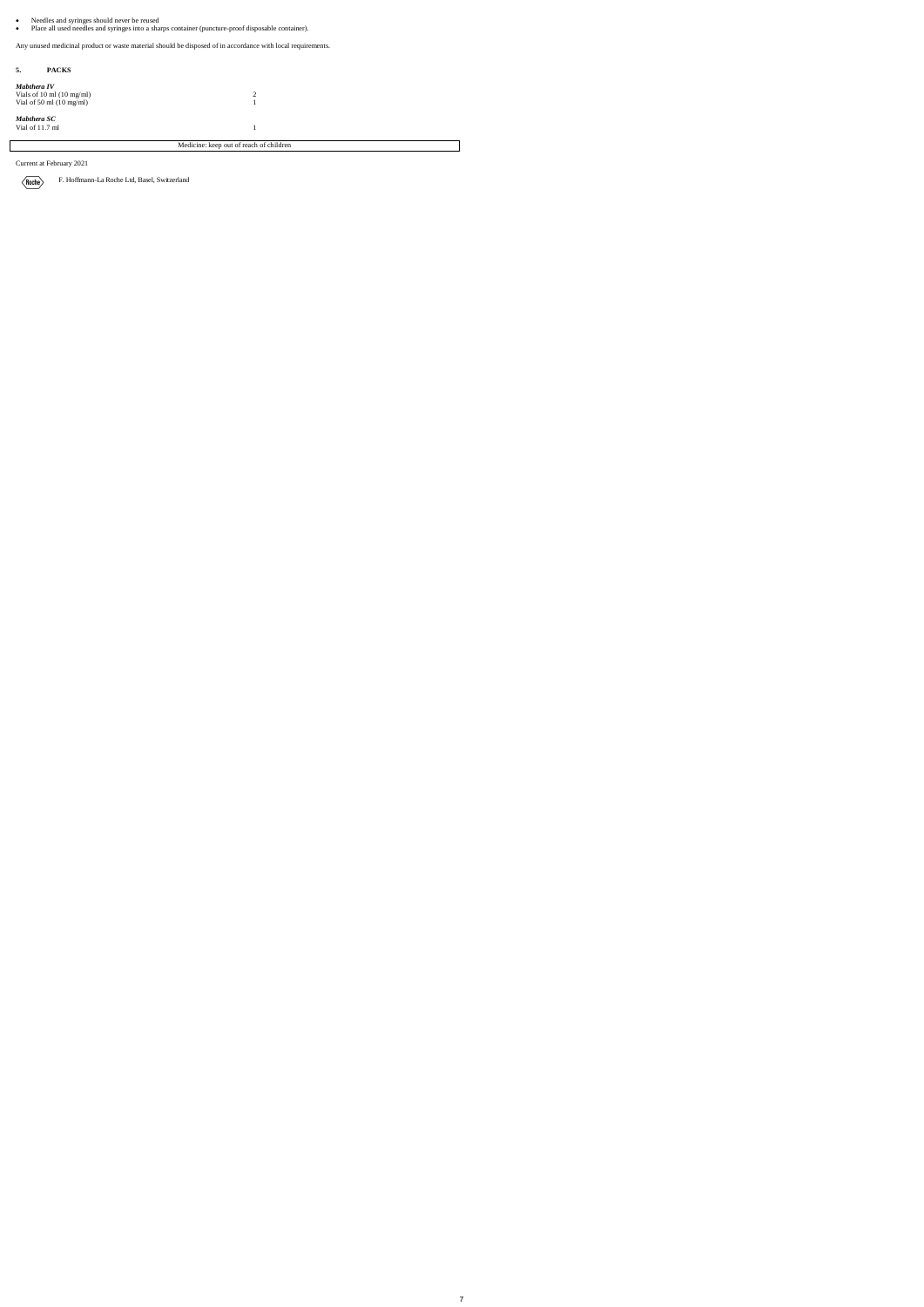- Needles and syringes should never be reused
- Place all used needles and syringes into a sharps container (puncture-proof disposable container).

Any unused medicinal product or waste material should be disposed of in accordance with local requirements.

## 5. PACKS

| | |
|---|---|
| ***Mabthera IV*** | |
| Vials of 10 ml (10 mg/ml) | 2 |
| Vial of 50 ml (10 mg/ml) | 1 |
| ***Mabthera SC*** | |
| Vial of 11.7 ml | 1 |

Medicine: keep out of reach of children

Current at February 2021

Roche F. Hoffmann-La Roche Ltd, Basel, Switzerland